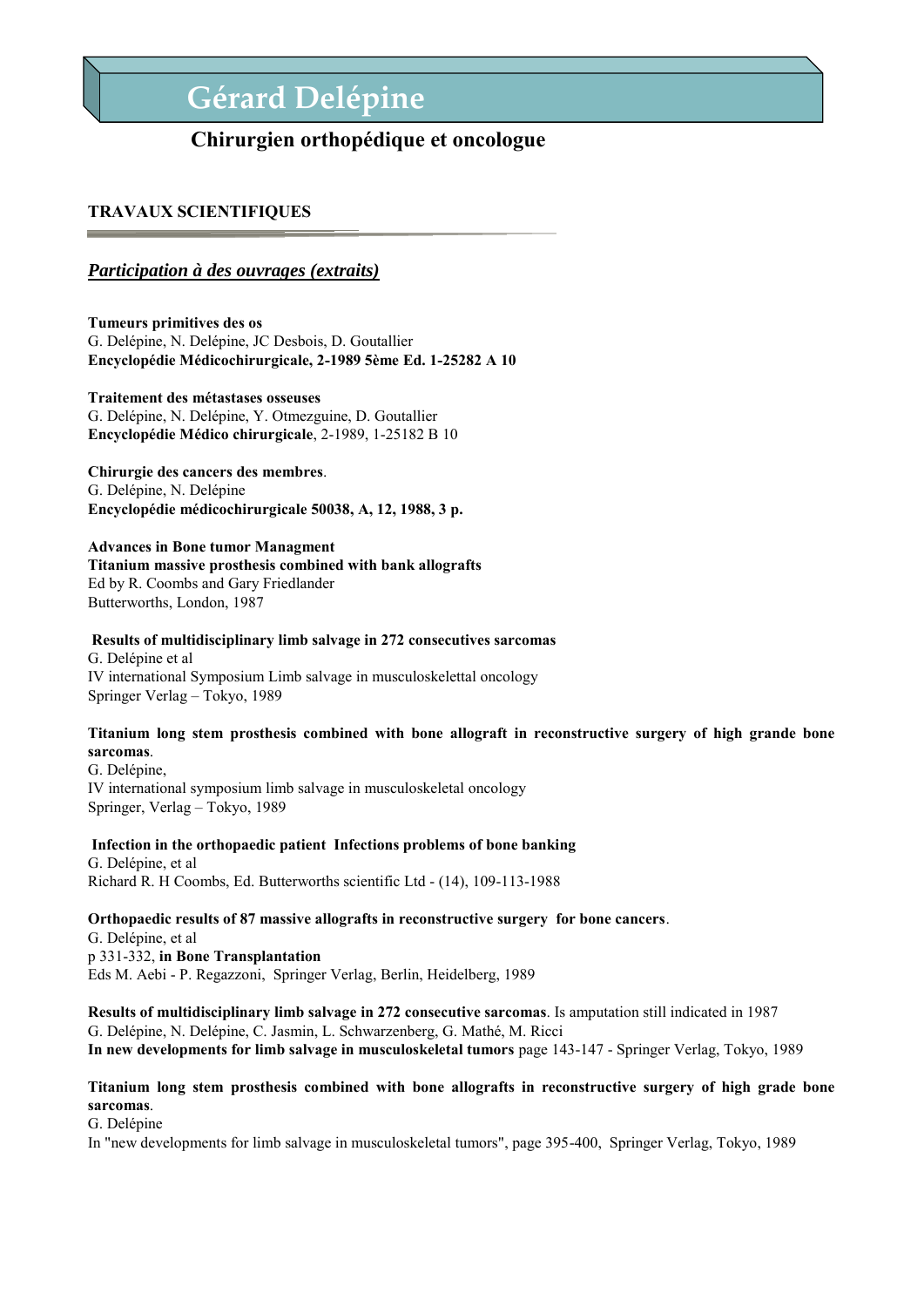# Gérard Delépine

## Chirurgien orthopédique et oncologue

### TRAVAUX SCIENTIFIQUES

***Participation à des ouvrages (extraits)***

**Tumeurs primitives des os**
G. Delépine, N. Delépine, JC Desbois, D. Goutallier
**Encyclopédie Médicochirurgicale, 2-1989 5ème Ed. 1-25282 A 10**

**Traitement des métastases osseuses**
G. Delépine, N. Delépine, Y. Otmezguine, D. Goutallier
**Encyclopédie Médico chirurgicale**, 2-1989, 1-25182 B 10

**Chirurgie des cancers des membres**.
G. Delépine, N. Delépine
**Encyclopédie médicochirurgicale 50038, A, 12, 1988, 3 p.**

**Advances in Bone tumor Managment**
**Titanium massive prosthesis combined with bank allografts**
Ed by R. Coombs and Gary Friedlander
Butterworths, London, 1987

**Results of multidisciplinary limb salvage in 272 consecutives sarcomas**
G. Delépine et al
IV international Symposium Limb salvage in musculoskelettal oncology
Springer Verlag – Tokyo, 1989

**Titanium long stem prosthesis combined with bone allograft in reconstructive surgery of high grande bone sarcomas**.
G. Delépine,
IV international symposium limb salvage in musculoskeletal oncology
Springer, Verlag – Tokyo, 1989

**Infection in the orthopaedic patient Infections problems of bone banking**
G. Delépine, et al
Richard R. H Coombs, Ed. Butterworths scientific Ltd - (14), 109-113-1988

**Orthopaedic results of 87 massive allografts in reconstructive surgery for bone cancers**.
G. Delépine, et al
p 331-332, **in Bone Transplantation**
Eds M. Aebi - P. Regazzoni, Springer Verlag, Berlin, Heidelberg, 1989

**Results of multidisciplinary limb salvage in 272 consecutive sarcomas**. Is amputation still indicated in 1987
G. Delépine, N. Delépine, C. Jasmin, L. Schwarzenberg, G. Mathé, M. Ricci
**In new developments for limb salvage in musculoskeletal tumors** page 143-147 - Springer Verlag, Tokyo, 1989

**Titanium long stem prosthesis combined with bone allografts in reconstructive surgery of high grade bone sarcomas**.
G. Delépine
In "new developments for limb salvage in musculoskeletal tumors", page 395-400, Springer Verlag, Tokyo, 1989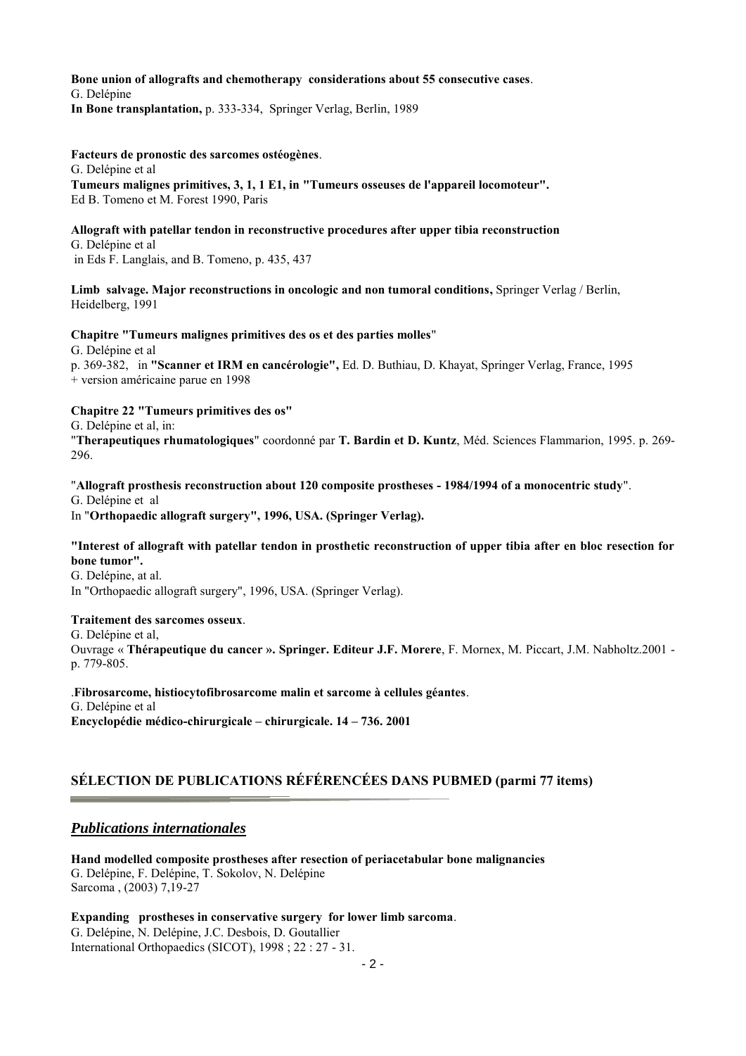**Bone union of allografts and chemotherapy considerations about 55 consecutive cases**.
G. Delépine
**In Bone transplantation,** p. 333-334, Springer Verlag, Berlin, 1989

**Facteurs de pronostic des sarcomes ostéogènes**.
G. Delépine et al
**Tumeurs malignes primitives, 3, 1, 1 E1, in "Tumeurs osseuses de l'appareil locomoteur".**
Ed B. Tomeno et M. Forest 1990, Paris

**Allograft with patellar tendon in reconstructive procedures after upper tibia reconstruction**
G. Delépine et al
in Eds F. Langlais, and B. Tomeno, p. 435, 437

**Limb salvage. Major reconstructions in oncologic and non tumoral conditions,** Springer Verlag / Berlin, Heidelberg, 1991

**Chapitre "Tumeurs malignes primitives des os et des parties molles**"
G. Delépine et al
p. 369-382, in **"Scanner et IRM en cancérologie",** Ed. D. Buthiau, D. Khayat, Springer Verlag, France, 1995
+ version américaine parue en 1998

**Chapitre 22 "Tumeurs primitives des os"**
G. Delépine et al, in:
"**Therapeutiques rhumatologiques**" coordonné par **T. Bardin et D. Kuntz**, Méd. Sciences Flammarion, 1995. p. 269-296.

"**Allograft prosthesis reconstruction about 120 composite prostheses - 1984/1994 of a monocentric study**".
G. Delépine et al
In "**Orthopaedic allograft surgery", 1996, USA. (Springer Verlag).**

**"Interest of allograft with patellar tendon in prosthetic reconstruction of upper tibia after en bloc resection for bone tumor".**
G. Delépine, at al.
In "Orthopaedic allograft surgery", 1996, USA. (Springer Verlag).

**Traitement des sarcomes osseux**.
G. Delépine et al,
Ouvrage « **Thérapeutique du cancer ». Springer. Editeur J.F. Morere**, F. Mornex, M. Piccart, J.M. Nabholtz.2001 - p. 779-805.

.**Fibrosarcome, histiocytofibrosarcome malin et sarcome à cellules géantes**.
G. Delépine et al
**Encyclopédie médico-chirurgicale – chirurgicale. 14 – 736. 2001**

## SÉLECTION DE PUBLICATIONS RÉFÉRENCÉES DANS PUBMED (parmi 77 items)

### *Publications internationales*

**Hand modelled composite prostheses after resection of periacetabular bone malignancies**
G. Delépine, F. Delépine, T. Sokolov, N. Delépine
Sarcoma , (2003) 7,19-27

**Expanding prostheses in conservative surgery for lower limb sarcoma**.
G. Delépine, N. Delépine, J.C. Desbois, D. Goutallier
International Orthopaedics (SICOT), 1998 ; 22 : 27 - 31.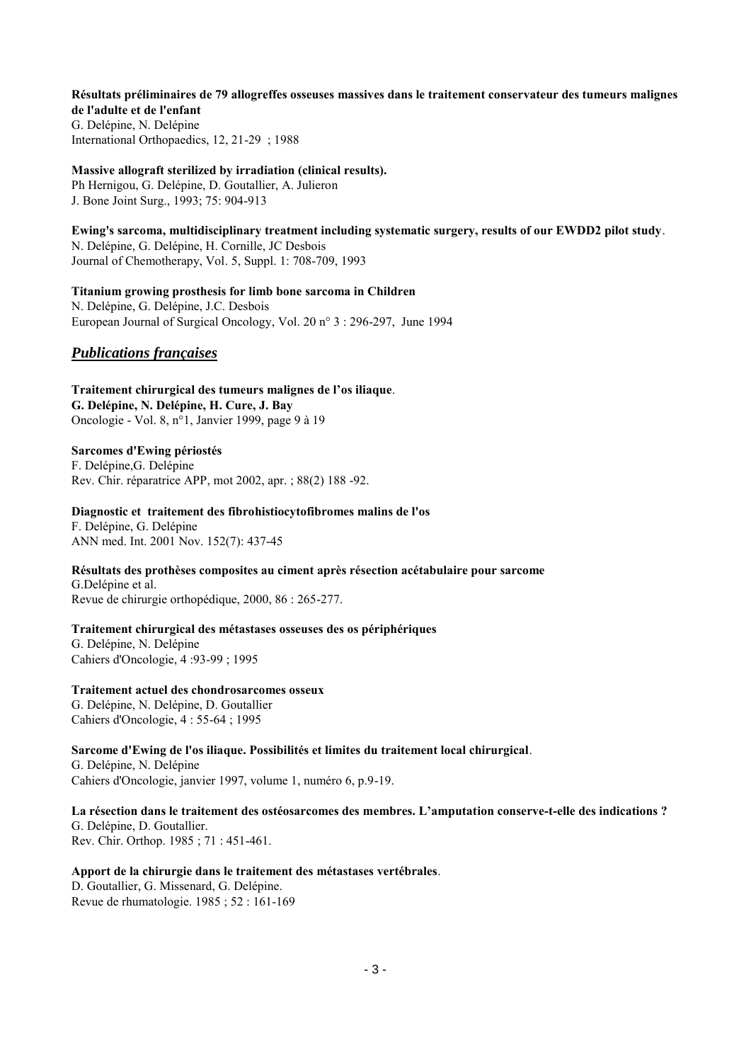**Résultats préliminaires de 79 allogreffes osseuses massives dans le traitement conservateur des tumeurs malignes de l'adulte et de l'enfant**
G. Delépine, N. Delépine
International Orthopaedics, 12, 21-29 ; 1988

**Massive allograft sterilized by irradiation (clinical results).**
Ph Hernigou, G. Delépine, D. Goutallier, A. Julieron
J. Bone Joint Surg., 1993; 75: 904-913

**Ewing's sarcoma, multidisciplinary treatment including systematic surgery, results of our EWDD2 pilot study**.
N. Delépine, G. Delépine, H. Cornille, JC Desbois
Journal of Chemotherapy, Vol. 5, Suppl. 1: 708-709, 1993

**Titanium growing prosthesis for limb bone sarcoma in Children**
N. Delépine, G. Delépine, J.C. Desbois
European Journal of Surgical Oncology, Vol. 20 n° 3 : 296-297, June 1994

## ***Publications françaises***

**Traitement chirurgical des tumeurs malignes de l'os iliaque**.
**G. Delépine, N. Delépine, H. Cure, J. Bay**
Oncologie - Vol. 8, n°1, Janvier 1999, page 9 à 19

**Sarcomes d'Ewing périostés**
F. Delépine,G. Delépine
Rev. Chir. réparatrice APP, mot 2002, apr. ; 88(2) 188 -92.

**Diagnostic et traitement des fibrohistiocytofibromes malins de l'os**
F. Delépine, G. Delépine
ANN med. Int. 2001 Nov. 152(7): 437-45

**Résultats des prothèses composites au ciment après résection acétabulaire pour sarcome**
G.Delépine et al.
Revue de chirurgie orthopédique, 2000, 86 : 265-277.

**Traitement chirurgical des métastases osseuses des os périphériques**
G. Delépine, N. Delépine
Cahiers d'Oncologie, 4 :93-99 ; 1995

**Traitement actuel des chondrosarcomes osseux**
G. Delépine, N. Delépine, D. Goutallier
Cahiers d'Oncologie, 4 : 55-64 ; 1995

**Sarcome d'Ewing de l'os iliaque. Possibilités et limites du traitement local chirurgical**.
G. Delépine, N. Delépine
Cahiers d'Oncologie, janvier 1997, volume 1, numéro 6, p.9-19.

**La résection dans le traitement des ostéosarcomes des membres. L'amputation conserve-t-elle des indications ?**
G. Delépine, D. Goutallier.
Rev. Chir. Orthop. 1985 ; 71 : 451-461.

**Apport de la chirurgie dans le traitement des métastases vertébrales**.
D. Goutallier, G. Missenard, G. Delépine.
Revue de rhumatologie. 1985 ; 52 : 161-169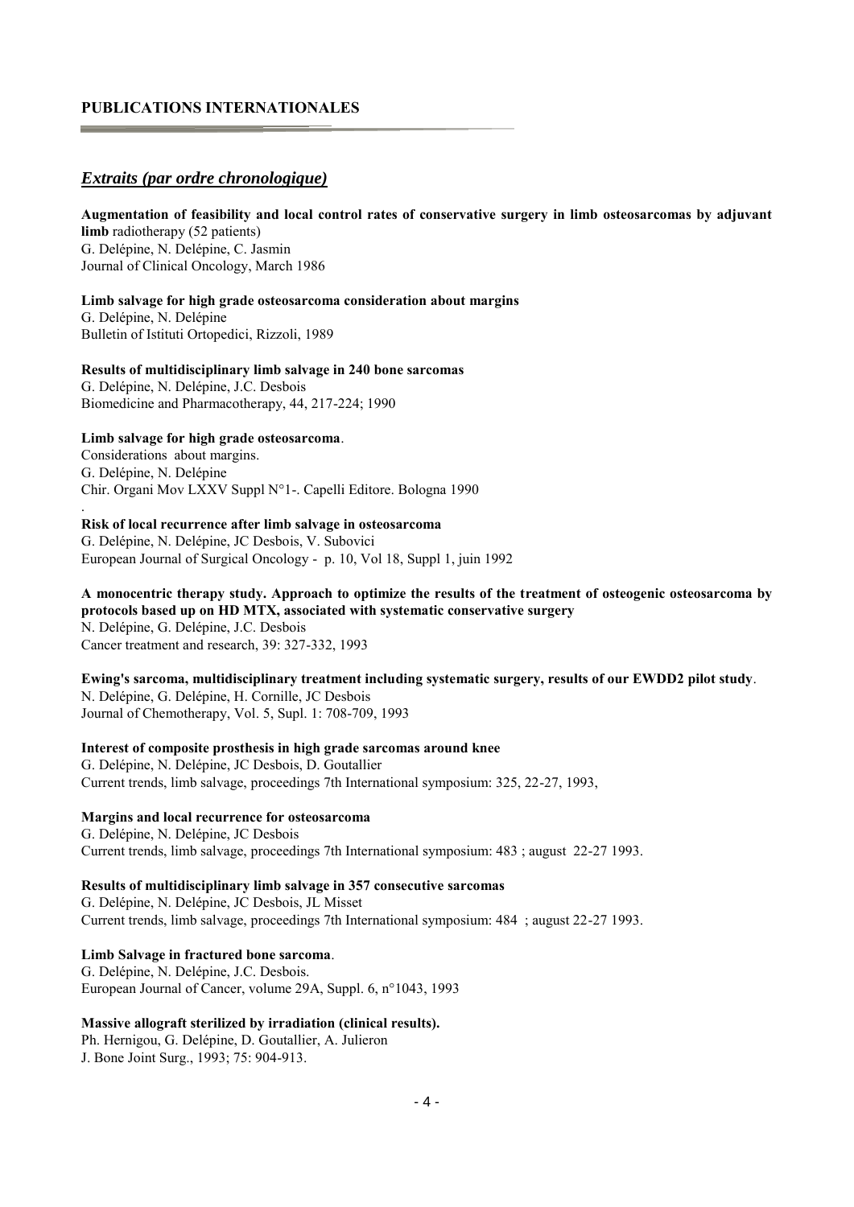## PUBLICATIONS INTERNATIONALES

### ***Extraits (par ordre chronologique)***

**Augmentation of feasibility and local control rates of conservative surgery in limb osteosarcomas by adjuvant limb** radiotherapy (52 patients)
G. Delépine, N. Delépine, C. Jasmin
Journal of Clinical Oncology, March 1986

**Limb salvage for high grade osteosarcoma consideration about margins**
G. Delépine, N. Delépine
Bulletin of Istituti Ortopedici, Rizzoli, 1989

**Results of multidisciplinary limb salvage in 240 bone sarcomas**
G. Delépine, N. Delépine, J.C. Desbois
Biomedicine and Pharmacotherapy, 44, 217-224; 1990

**Limb salvage for high grade osteosarcoma**.
Considerations about margins.
G. Delépine, N. Delépine
Chir. Organi Mov LXXV Suppl N°1-. Capelli Editore. Bologna 1990
.

**Risk of local recurrence after limb salvage in osteosarcoma**
G. Delépine, N. Delépine, JC Desbois, V. Subovici
European Journal of Surgical Oncology - p. 10, Vol 18, Suppl 1, juin 1992

**A monocentric therapy study. Approach to optimize the results of the treatment of osteogenic osteosarcoma by protocols based up on HD MTX, associated with systematic conservative surgery**
N. Delépine, G. Delépine, J.C. Desbois
Cancer treatment and research, 39: 327-332, 1993

**Ewing's sarcoma, multidisciplinary treatment including systematic surgery, results of our EWDD2 pilot study**.
N. Delépine, G. Delépine, H. Cornille, JC Desbois
Journal of Chemotherapy, Vol. 5, Supl. 1: 708-709, 1993

**Interest of composite prosthesis in high grade sarcomas around knee**
G. Delépine, N. Delépine, JC Desbois, D. Goutallier
Current trends, limb salvage, proceedings 7th International symposium: 325, 22-27, 1993,

**Margins and local recurrence for osteosarcoma**
G. Delépine, N. Delépine, JC Desbois
Current trends, limb salvage, proceedings 7th International symposium: 483 ; august 22-27 1993.

**Results of multidisciplinary limb salvage in 357 consecutive sarcomas**
G. Delépine, N. Delépine, JC Desbois, JL Misset
Current trends, limb salvage, proceedings 7th International symposium: 484 ; august 22-27 1993.

**Limb Salvage in fractured bone sarcoma**.
G. Delépine, N. Delépine, J.C. Desbois.
European Journal of Cancer, volume 29A, Suppl. 6, n°1043, 1993

**Massive allograft sterilized by irradiation (clinical results).**
Ph. Hernigou, G. Delépine, D. Goutallier, A. Julieron
J. Bone Joint Surg., 1993; 75: 904-913.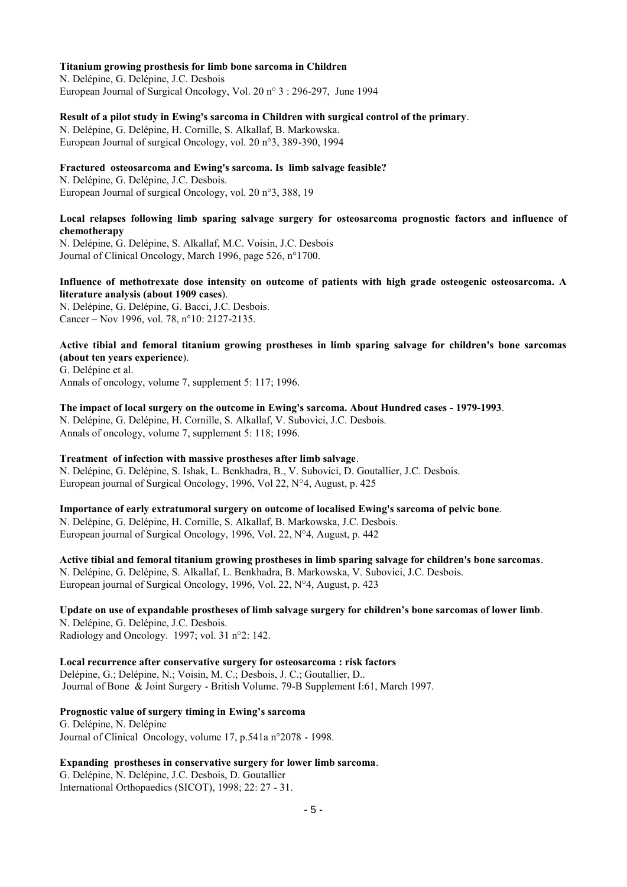**Titanium growing prosthesis for limb bone sarcoma in Children**
N. Delépine, G. Delépine, J.C. Desbois
European Journal of Surgical Oncology, Vol. 20 n° 3 : 296-297, June 1994

**Result of a pilot study in Ewing's sarcoma in Children with surgical control of the primary**.
N. Delépine, G. Delépine, H. Cornille, S. Alkallaf, B. Markowska.
European Journal of surgical Oncology, vol. 20 n°3, 389-390, 1994

**Fractured osteosarcoma and Ewing's sarcoma. Is limb salvage feasible?**
N. Delépine, G. Delépine, J.C. Desbois.
European Journal of surgical Oncology, vol. 20 n°3, 388, 19

**Local relapses following limb sparing salvage surgery for osteosarcoma prognostic factors and influence of chemotherapy**
N. Delépine, G. Delépine, S. Alkallaf, M.C. Voisin, J.C. Desbois
Journal of Clinical Oncology, March 1996, page 526, n°1700.

**Influence of methotrexate dose intensity on outcome of patients with high grade osteogenic osteosarcoma. A literature analysis (about 1909 cases)**.
N. Delépine, G. Delépine, G. Bacci, J.C. Desbois.
Cancer – Nov 1996, vol. 78, n°10: 2127-2135.

**Active tibial and femoral titanium growing prostheses in limb sparing salvage for children's bone sarcomas (about ten years experience**).
G. Delépine et al.
Annals of oncology, volume 7, supplement 5: 117; 1996.

**The impact of local surgery on the outcome in Ewing's sarcoma. About Hundred cases - 1979-1993**.
N. Delépine, G. Delépine, H. Cornille, S. Alkallaf, V. Subovici, J.C. Desbois.
Annals of oncology, volume 7, supplement 5: 118; 1996.

**Treatment of infection with massive prostheses after limb salvage**.
N. Delépine, G. Delépine, S. Ishak, L. Benkhadra, B., V. Subovici, D. Goutallier, J.C. Desbois.
European journal of Surgical Oncology, 1996, Vol 22, N°4, August, p. 425

**Importance of early extratumoral surgery on outcome of localised Ewing's sarcoma of pelvic bone**.
N. Delépine, G. Delépine, H. Cornille, S. Alkallaf, B. Markowska, J.C. Desbois.
European journal of Surgical Oncology, 1996, Vol. 22, N°4, August, p. 442

**Active tibial and femoral titanium growing prostheses in limb sparing salvage for children's bone sarcomas**.
N. Delépine, G. Delépine, S. Alkallaf, L. Benkhadra, B. Markowska, V. Subovici, J.C. Desbois.
European journal of Surgical Oncology, 1996, Vol. 22, N°4, August, p. 423

**Update on use of expandable prostheses of limb salvage surgery for children's bone sarcomas of lower limb**.
N. Delépine, G. Delépine, J.C. Desbois.
Radiology and Oncology. 1997; vol. 31 n°2: 142.

**Local recurrence after conservative surgery for osteosarcoma : risk factors**
Delépine, G.; Delépine, N.; Voisin, M. C.; Desbois, J. C.; Goutallier, D..
Journal of Bone & Joint Surgery - British Volume. 79-B Supplement I:61, March 1997.

**Prognostic value of surgery timing in Ewing's sarcoma**
G. Delépine, N. Delépine
Journal of Clinical Oncology, volume 17, p.541a n°2078 - 1998.

**Expanding prostheses in conservative surgery for lower limb sarcoma**.
G. Delépine, N. Delépine, J.C. Desbois, D. Goutallier
International Orthopaedics (SICOT), 1998; 22: 27 - 31.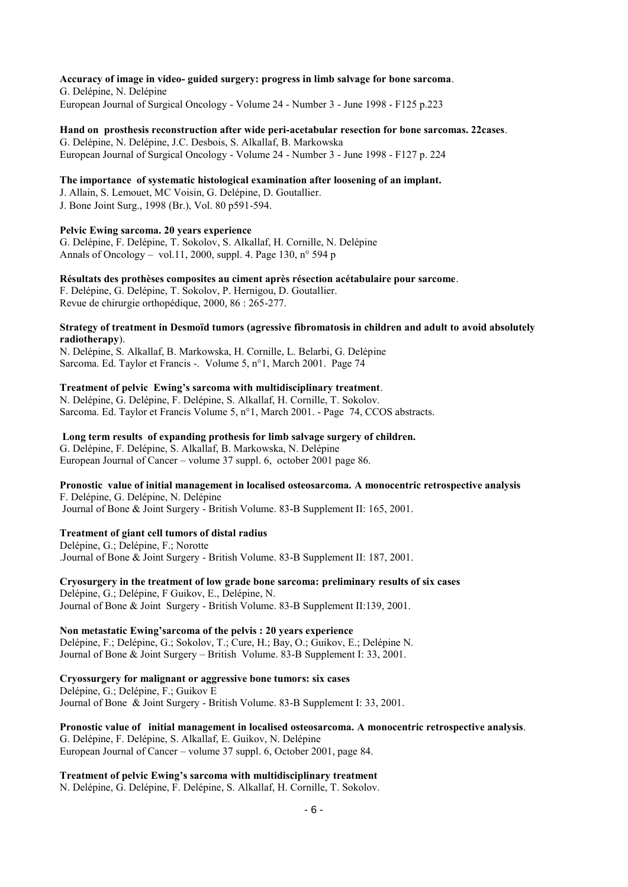**Accuracy of image in video- guided surgery: progress in limb salvage for bone sarcoma**.
G. Delépine, N. Delépine
European Journal of Surgical Oncology - Volume 24 - Number 3 - June 1998 - F125 p.223

**Hand on prosthesis reconstruction after wide peri-acetabular resection for bone sarcomas. 22cases**.
G. Delépine, N. Delépine, J.C. Desbois, S. Alkallaf, B. Markowska
European Journal of Surgical Oncology - Volume 24 - Number 3 - June 1998 - F127 p. 224

**The importance of systematic histological examination after loosening of an implant.**
J. Allain, S. Lemouet, MC Voisin, G. Delépine, D. Goutallier.
J. Bone Joint Surg., 1998 (Br.), Vol. 80 p591-594.

**Pelvic Ewing sarcoma. 20 years experience**
G. Delépine, F. Delépine, T. Sokolov, S. Alkallaf, H. Cornille, N. Delépine
Annals of Oncology – vol.11, 2000, suppl. 4. Page 130, n° 594 p

**Résultats des prothèses composites au ciment après résection acétabulaire pour sarcome**.
F. Delépine, G. Delépine, T. Sokolov, P. Hernigou, D. Goutallier.
Revue de chirurgie orthopédique, 2000, 86 : 265-277.

**Strategy of treatment in Desmoïd tumors (agressive fibromatosis in children and adult to avoid absolutely radiotherapy**).
N. Delépine, S. Alkallaf, B. Markowska, H. Cornille, L. Belarbi, G. Delépine
Sarcoma. Ed. Taylor et Francis -. Volume 5, n°1, March 2001. Page 74

**Treatment of pelvic Ewing's sarcoma with multidisciplinary treatment**.
N. Delépine, G. Delépine, F. Delépine, S. Alkallaf, H. Cornille, T. Sokolov.
Sarcoma. Ed. Taylor et Francis Volume 5, n°1, March 2001. - Page 74, CCOS abstracts.

**Long term results of expanding prothesis for limb salvage surgery of children.**
G. Delépine, F. Delépine, S. Alkallaf, B. Markowska, N. Delépine
European Journal of Cancer – volume 37 suppl. 6, october 2001 page 86.

**Pronostic value of initial management in localised osteosarcoma. A monocentric retrospective analysis**
F. Delépine, G. Delépine, N. Delépine
Journal of Bone & Joint Surgery - British Volume. 83-B Supplement II: 165, 2001.

**Treatment of giant cell tumors of distal radius**
Delépine, G.; Delépine, F.; Norotte
.Journal of Bone & Joint Surgery - British Volume. 83-B Supplement II: 187, 2001.

**Cryosurgery in the treatment of low grade bone sarcoma: preliminary results of six cases**
Delépine, G.; Delépine, F Guikov, E., Delépine, N.
Journal of Bone & Joint Surgery - British Volume. 83-B Supplement II:139, 2001.

**Non metastatic Ewing'sarcoma of the pelvis : 20 years experience**
Delépine, F.; Delépine, G.; Sokolov, T.; Cure, H.; Bay, O.; Guikov, E.; Delépine N.
Journal of Bone & Joint Surgery – British Volume. 83-B Supplement I: 33, 2001.

**Cryossurgery for malignant or aggressive bone tumors: six cases**
Delépine, G.; Delépine, F.; Guikov E
Journal of Bone & Joint Surgery - British Volume. 83-B Supplement I: 33, 2001.

**Pronostic value of initial management in localised osteosarcoma. A monocentric retrospective analysis**.
G. Delépine, F. Delépine, S. Alkallaf, E. Guikov, N. Delépine
European Journal of Cancer – volume 37 suppl. 6, October 2001, page 84.

**Treatment of pelvic Ewing's sarcoma with multidisciplinary treatment**
N. Delépine, G. Delépine, F. Delépine, S. Alkallaf, H. Cornille, T. Sokolov.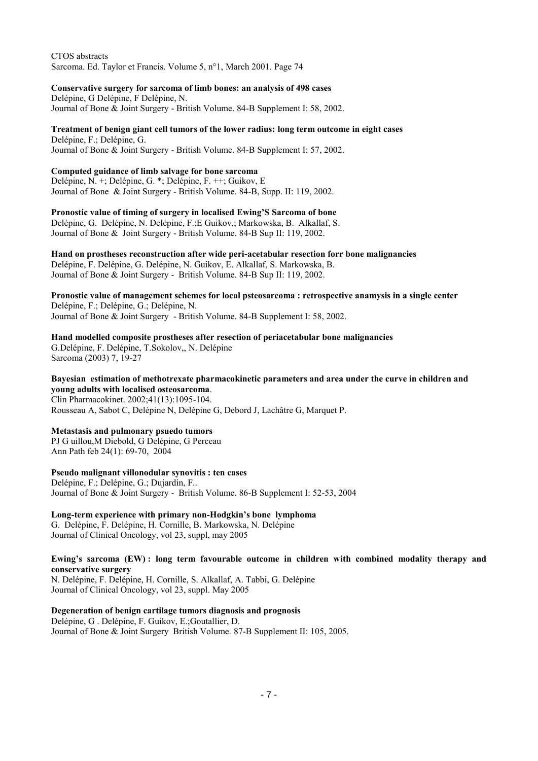CTOS abstracts
Sarcoma. Ed. Taylor et Francis. Volume 5, n°1, March 2001. Page 74

**Conservative surgery for sarcoma of limb bones: an analysis of 498 cases**
Delépine, G Delépine, F Delépine, N.
Journal of Bone & Joint Surgery - British Volume. 84-B Supplement I: 58, 2002.

**Treatment of benign giant cell tumors of the lower radius: long term outcome in eight cases**
Delépine, F.; Delépine, G.
Journal of Bone & Joint Surgery - British Volume. 84-B Supplement I: 57, 2002.

**Computed guidance of limb salvage for bone sarcoma**
Delépine, N. +; Delépine, G. *; Delépine, F. ++; Guikov, E
Journal of Bone & Joint Surgery - British Volume. 84-B, Supp. II: 119, 2002.

**Pronostic value of timing of surgery in localised Ewing'S Sarcoma of bone**
Delépine, G. Delépine, N. Delépine, F.;E Guikov,; Markowska, B. Alkallaf, S.
Journal of Bone & Joint Surgery - British Volume. 84-B Sup II: 119, 2002.

**Hand on prostheses reconstruction after wide peri-acetabular resection forr bone malignancies**
Delépine, F. Delépine, G. Delépine, N. Guikov, E. Alkallaf, S. Markowska, B.
Journal of Bone & Joint Surgery - British Volume. 84-B Sup II: 119, 2002.

**Pronostic value of management schemes for local psteosarcoma : retrospective anamysis in a single center**
Delépine, F.; Delépine, G.; Delépine, N.
Journal of Bone & Joint Surgery - British Volume. 84-B Supplement I: 58, 2002.

**Hand modelled composite prostheses after resection of periacetabular bone malignancies**
G.Delépine, F. Delépine, T.Sokolov,, N. Delépine
Sarcoma (2003) 7, 19-27

**Bayesian estimation of methotrexate pharmacokinetic parameters and area under the curve in children and young adults with localised osteosarcoma**.
Clin Pharmacokinet. 2002;41(13):1095-104.
Rousseau A, Sabot C, Delépine N, Delépine G, Debord J, Lachâtre G, Marquet P.

**Metastasis and pulmonary psuedo tumors**
PJ G uillou,M Diebold, G Delépine, G Perceau
Ann Path feb 24(1): 69-70, 2004

**Pseudo malignant villonodular synovitis : ten cases**
Delépine, F.; Delépine, G.; Dujardin, F..
Journal of Bone & Joint Surgery - British Volume. 86-B Supplement I: 52-53, 2004

**Long-term experience with primary non-Hodgkin's bone lymphoma**
G. Delépine, F. Delépine, H. Cornille, B. Markowska, N. Delépine
Journal of Clinical Oncology, vol 23, suppl, may 2005

**Ewing's sarcoma (EW) : long term favourable outcome in children with combined modality therapy and conservative surgery**
N. Delépine, F. Delépine, H. Cornille, S. Alkallaf, A. Tabbi, G. Delépine
Journal of Clinical Oncology, vol 23, suppl. May 2005

**Degeneration of benign cartilage tumors diagnosis and prognosis**
Delépine, G . Delépine, F. Guikov, E.;Goutallier, D.
Journal of Bone & Joint Surgery British Volume. 87-B Supplement II: 105, 2005.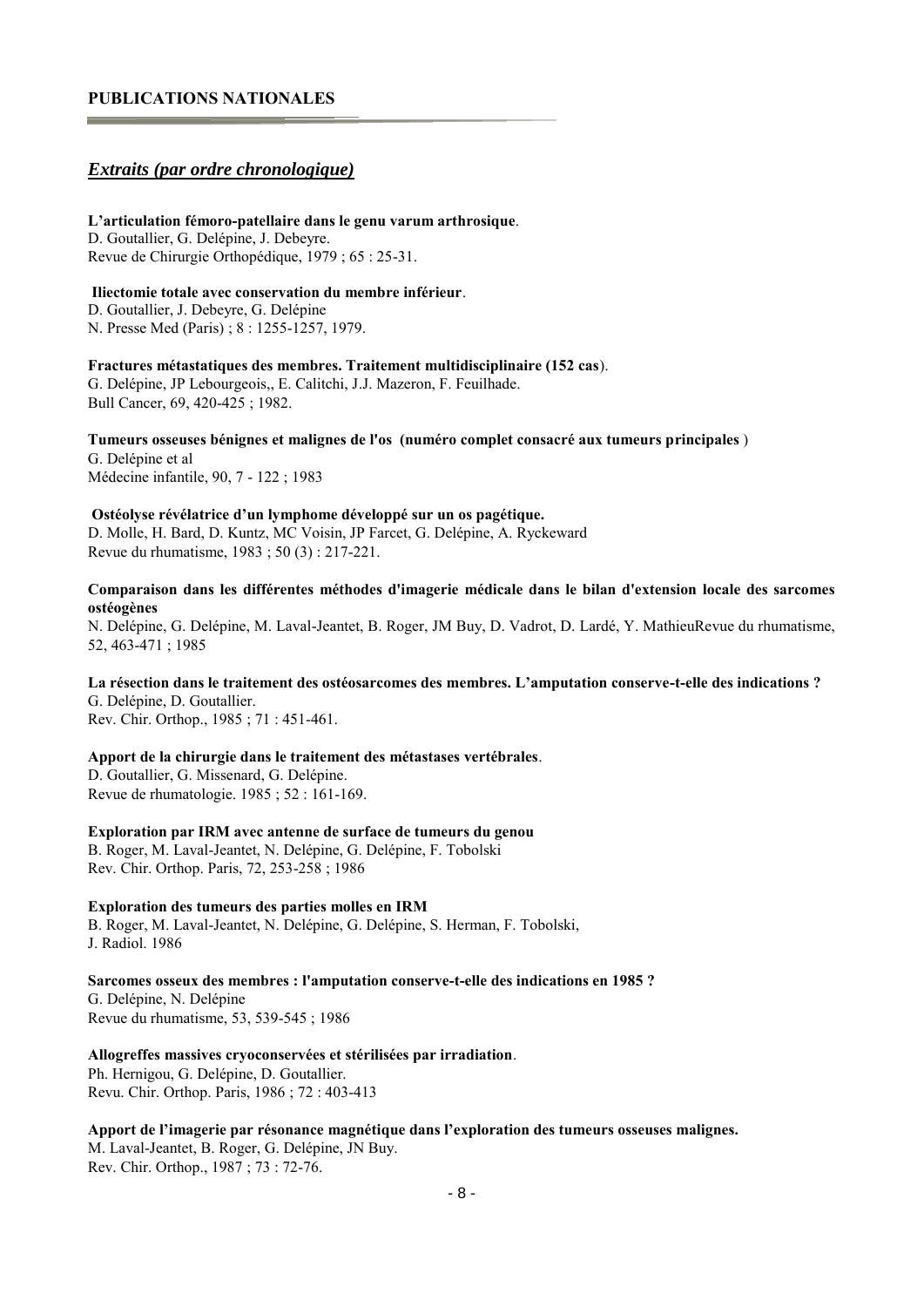## PUBLICATIONS NATIONALES

### *Extraits (par ordre chronologique)*

**L'articulation fémoro-patellaire dans le genu varum arthrosique**.
D. Goutallier, G. Delépine, J. Debeyre.
Revue de Chirurgie Orthopédique, 1979 ; 65 : 25-31.

**Iliectomie totale avec conservation du membre inférieur**.
D. Goutallier, J. Debeyre, G. Delépine
N. Presse Med (Paris) ; 8 : 1255-1257, 1979.

**Fractures métastatiques des membres. Traitement multidisciplinaire (152 cas**).
G. Delépine, JP Lebourgeois,, E. Calitchi, J.J. Mazeron, F. Feuilhade.
Bull Cancer, 69, 420-425 ; 1982.

**Tumeurs osseuses bénignes et malignes de l'os (numéro complet consacré aux tumeurs principales** )
G. Delépine et al
Médecine infantile, 90, 7 - 122 ; 1983

**Ostéolyse révélatrice d'un lymphome développé sur un os pagétique.**
D. Molle, H. Bard, D. Kuntz, MC Voisin, JP Farcet, G. Delépine, A. Ryckeward
Revue du rhumatisme, 1983 ; 50 (3) : 217-221.

**Comparaison dans les différentes méthodes d'imagerie médicale dans le bilan d'extension locale des sarcomes ostéogènes**
N. Delépine, G. Delépine, M. Laval-Jeantet, B. Roger, JM Buy, D. Vadrot, D. Lardé, Y. MathieuRevue du rhumatisme, 52, 463-471 ; 1985

**La résection dans le traitement des ostéosarcomes des membres. L'amputation conserve-t-elle des indications ?**
G. Delépine, D. Goutallier.
Rev. Chir. Orthop., 1985 ; 71 : 451-461.

**Apport de la chirurgie dans le traitement des métastases vertébrales**.
D. Goutallier, G. Missenard, G. Delépine.
Revue de rhumatologie. 1985 ; 52 : 161-169.

**Exploration par IRM avec antenne de surface de tumeurs du genou**
B. Roger, M. Laval-Jeantet, N. Delépine, G. Delépine, F. Tobolski
Rev. Chir. Orthop. Paris, 72, 253-258 ; 1986

**Exploration des tumeurs des parties molles en IRM**
B. Roger, M. Laval-Jeantet, N. Delépine, G. Delépine, S. Herman, F. Tobolski,
J. Radiol. 1986

**Sarcomes osseux des membres : l'amputation conserve-t-elle des indications en 1985 ?**
G. Delépine, N. Delépine
Revue du rhumatisme, 53, 539-545 ; 1986

**Allogreffes massives cryoconservées et stérilisées par irradiation**.
Ph. Hernigou, G. Delépine, D. Goutallier.
Revu. Chir. Orthop. Paris, 1986 ; 72 : 403-413

**Apport de l'imagerie par résonance magnétique dans l'exploration des tumeurs osseuses malignes.**
M. Laval-Jeantet, B. Roger, G. Delépine, JN Buy.
Rev. Chir. Orthop., 1987 ; 73 : 72-76.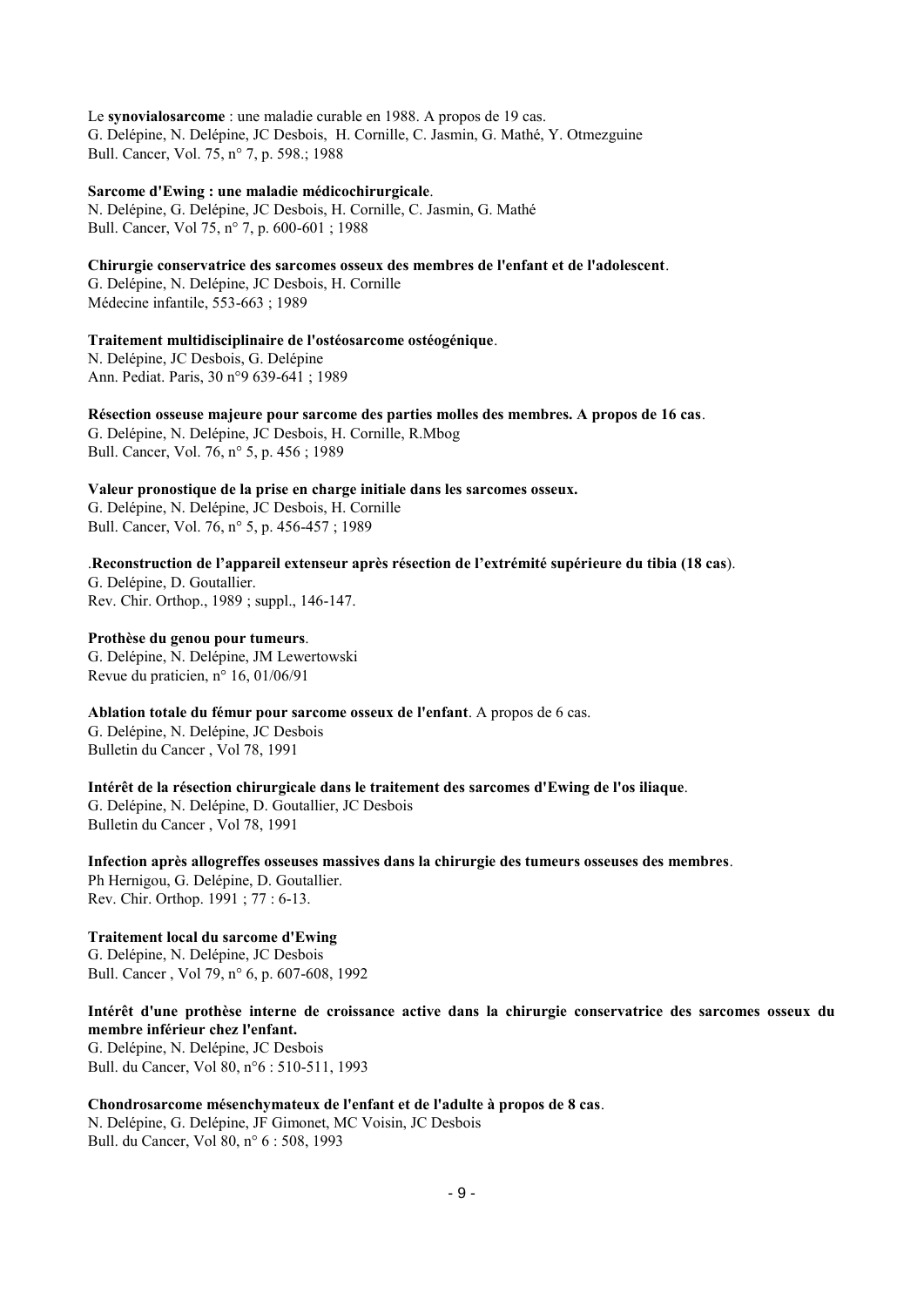Le **synovialosarcome** : une maladie curable en 1988. A propos de 19 cas.
G. Delépine, N. Delépine, JC Desbois, H. Cornille, C. Jasmin, G. Mathé, Y. Otmezguine
Bull. Cancer, Vol. 75, n° 7, p. 598.; 1988

**Sarcome d'Ewing : une maladie médicochirurgicale**.
N. Delépine, G. Delépine, JC Desbois, H. Cornille, C. Jasmin, G. Mathé
Bull. Cancer, Vol 75, n° 7, p. 600-601 ; 1988

**Chirurgie conservatrice des sarcomes osseux des membres de l'enfant et de l'adolescent**.
G. Delépine, N. Delépine, JC Desbois, H. Cornille
Médecine infantile, 553-663 ; 1989

**Traitement multidisciplinaire de l'ostéosarcome ostéogénique**.
N. Delépine, JC Desbois, G. Delépine
Ann. Pediat. Paris, 30 n°9 639-641 ; 1989

**Résection osseuse majeure pour sarcome des parties molles des membres. A propos de 16 cas**.
G. Delépine, N. Delépine, JC Desbois, H. Cornille, R.Mbog
Bull. Cancer, Vol. 76, n° 5, p. 456 ; 1989

**Valeur pronostique de la prise en charge initiale dans les sarcomes osseux.**
G. Delépine, N. Delépine, JC Desbois, H. Cornille
Bull. Cancer, Vol. 76, n° 5, p. 456-457 ; 1989

.**Reconstruction de l'appareil extenseur après résection de l'extrémité supérieure du tibia (18 cas)**.
G. Delépine, D. Goutallier.
Rev. Chir. Orthop., 1989 ; suppl., 146-147.

**Prothèse du genou pour tumeurs**.
G. Delépine, N. Delépine, JM Lewertowski
Revue du praticien, n° 16, 01/06/91

**Ablation totale du fémur pour sarcome osseux de l'enfant**. A propos de 6 cas.
G. Delépine, N. Delépine, JC Desbois
Bulletin du Cancer , Vol 78, 1991

**Intérêt de la résection chirurgicale dans le traitement des sarcomes d'Ewing de l'os iliaque**.
G. Delépine, N. Delépine, D. Goutallier, JC Desbois
Bulletin du Cancer , Vol 78, 1991

**Infection après allogreffes osseuses massives dans la chirurgie des tumeurs osseuses des membres**.
Ph Hernigou, G. Delépine, D. Goutallier.
Rev. Chir. Orthop. 1991 ; 77 : 6-13.

**Traitement local du sarcome d'Ewing**
G. Delépine, N. Delépine, JC Desbois
Bull. Cancer , Vol 79, n° 6, p. 607-608, 1992

**Intérêt d'une prothèse interne de croissance active dans la chirurgie conservatrice des sarcomes osseux du membre inférieur chez l'enfant.**
G. Delépine, N. Delépine, JC Desbois
Bull. du Cancer, Vol 80, n°6 : 510-511, 1993

**Chondrosarcome mésenchymateux de l'enfant et de l'adulte à propos de 8 cas**.
N. Delépine, G. Delépine, JF Gimonet, MC Voisin, JC Desbois
Bull. du Cancer, Vol 80, n° 6 : 508, 1993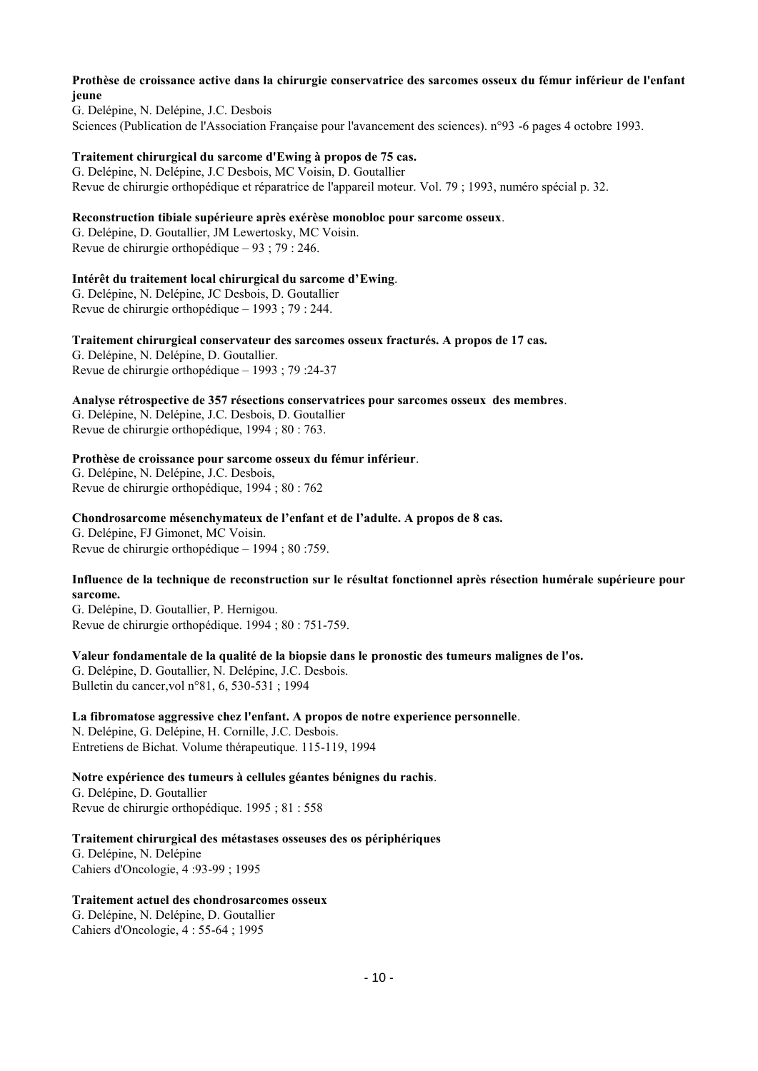**Prothèse de croissance active dans la chirurgie conservatrice des sarcomes osseux du fémur inférieur de l'enfant jeune**
G. Delépine, N. Delépine, J.C. Desbois
Sciences (Publication de l'Association Française pour l'avancement des sciences). n°93 -6 pages 4 octobre 1993.

**Traitement chirurgical du sarcome d'Ewing à propos de 75 cas.**
G. Delépine, N. Delépine, J.C Desbois, MC Voisin, D. Goutallier
Revue de chirurgie orthopédique et réparatrice de l'appareil moteur. Vol. 79 ; 1993, numéro spécial p. 32.

**Reconstruction tibiale supérieure après exérèse monobloc pour sarcome osseux**.
G. Delépine, D. Goutallier, JM Lewertosky, MC Voisin.
Revue de chirurgie orthopédique – 93 ; 79 : 246.

**Intérêt du traitement local chirurgical du sarcome d'Ewing**.
G. Delépine, N. Delépine, JC Desbois, D. Goutallier
Revue de chirurgie orthopédique – 1993 ; 79 : 244.

**Traitement chirurgical conservateur des sarcomes osseux fracturés. A propos de 17 cas.**
G. Delépine, N. Delépine, D. Goutallier.
Revue de chirurgie orthopédique – 1993 ; 79 :24-37

**Analyse rétrospective de 357 résections conservatrices pour sarcomes osseux des membres**.
G. Delépine, N. Delépine, J.C. Desbois, D. Goutallier
Revue de chirurgie orthopédique, 1994 ; 80 : 763.

**Prothèse de croissance pour sarcome osseux du fémur inférieur**.
G. Delépine, N. Delépine, J.C. Desbois,
Revue de chirurgie orthopédique, 1994 ; 80 : 762

**Chondrosarcome mésenchymateux de l'enfant et de l'adulte. A propos de 8 cas.**
G. Delépine, FJ Gimonet, MC Voisin.
Revue de chirurgie orthopédique – 1994 ; 80 :759.

**Influence de la technique de reconstruction sur le résultat fonctionnel après résection humérale supérieure pour sarcome.**
G. Delépine, D. Goutallier, P. Hernigou.
Revue de chirurgie orthopédique. 1994 ; 80 : 751-759.

**Valeur fondamentale de la qualité de la biopsie dans le pronostic des tumeurs malignes de l'os.**
G. Delépine, D. Goutallier, N. Delépine, J.C. Desbois.
Bulletin du cancer,vol n°81, 6, 530-531 ; 1994

**La fibromatose aggressive chez l'enfant. A propos de notre experience personnelle**.
N. Delépine, G. Delépine, H. Cornille, J.C. Desbois.
Entretiens de Bichat. Volume thérapeutique. 115-119, 1994

**Notre expérience des tumeurs à cellules géantes bénignes du rachis**.
G. Delépine, D. Goutallier
Revue de chirurgie orthopédique. 1995 ; 81 : 558

**Traitement chirurgical des métastases osseuses des os périphériques**
G. Delépine, N. Delépine
Cahiers d'Oncologie, 4 :93-99 ; 1995

**Traitement actuel des chondrosarcomes osseux**
G. Delépine, N. Delépine, D. Goutallier
Cahiers d'Oncologie, 4 : 55-64 ; 1995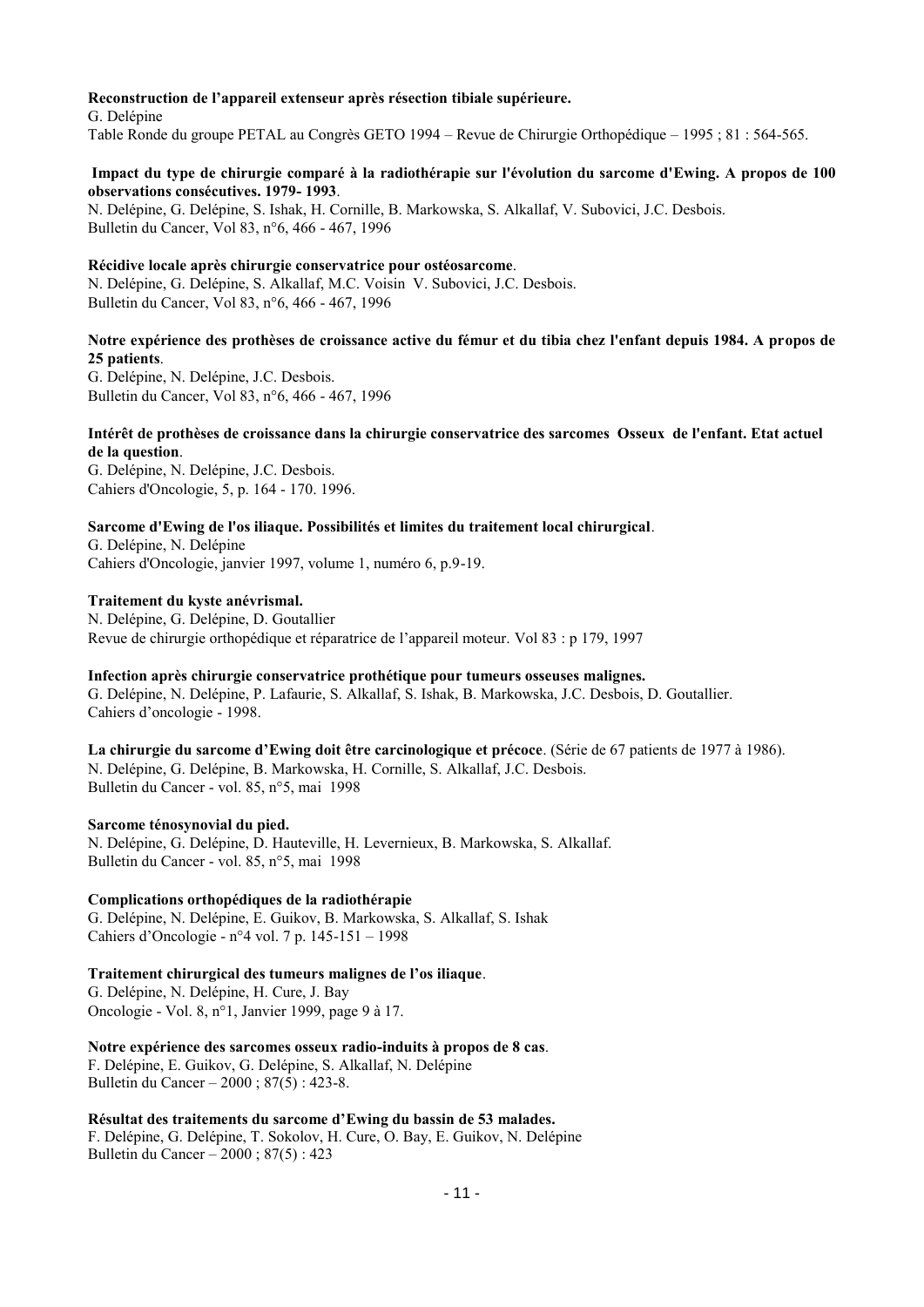**Reconstruction de l'appareil extenseur après résection tibiale supérieure.**
G. Delépine
Table Ronde du groupe PETAL au Congrès GETO 1994 – Revue de Chirurgie Orthopédique – 1995 ; 81 : 564-565.

**Impact du type de chirurgie comparé à la radiothérapie sur l'évolution du sarcome d'Ewing. A propos de 100 observations consécutives. 1979- 1993**.
N. Delépine, G. Delépine, S. Ishak, H. Cornille, B. Markowska, S. Alkallaf, V. Subovici, J.C. Desbois.
Bulletin du Cancer, Vol 83, n°6, 466 - 467, 1996

**Récidive locale après chirurgie conservatrice pour ostéosarcome**.
N. Delépine, G. Delépine, S. Alkallaf, M.C. Voisin V. Subovici, J.C. Desbois.
Bulletin du Cancer, Vol 83, n°6, 466 - 467, 1996

**Notre expérience des prothèses de croissance active du fémur et du tibia chez l'enfant depuis 1984. A propos de 25 patients**.
G. Delépine, N. Delépine, J.C. Desbois.
Bulletin du Cancer, Vol 83, n°6, 466 - 467, 1996

**Intérêt de prothèses de croissance dans la chirurgie conservatrice des sarcomes Osseux de l'enfant. Etat actuel de la question**.
G. Delépine, N. Delépine, J.C. Desbois.
Cahiers d'Oncologie, 5, p. 164 - 170. 1996.

**Sarcome d'Ewing de l'os iliaque. Possibilités et limites du traitement local chirurgical**.
G. Delépine, N. Delépine
Cahiers d'Oncologie, janvier 1997, volume 1, numéro 6, p.9-19.

**Traitement du kyste anévrismal.**
N. Delépine, G. Delépine, D. Goutallier
Revue de chirurgie orthopédique et réparatrice de l'appareil moteur. Vol 83 : p 179, 1997

**Infection après chirurgie conservatrice prothétique pour tumeurs osseuses malignes.**
G. Delépine, N. Delépine, P. Lafaurie, S. Alkallaf, S. Ishak, B. Markowska, J.C. Desbois, D. Goutallier.
Cahiers d'oncologie - 1998.

**La chirurgie du sarcome d'Ewing doit être carcinologique et précoce**. (Série de 67 patients de 1977 à 1986).
N. Delépine, G. Delépine, B. Markowska, H. Cornille, S. Alkallaf, J.C. Desbois.
Bulletin du Cancer - vol. 85, n°5, mai 1998

**Sarcome ténosynovial du pied.**
N. Delépine, G. Delépine, D. Hauteville, H. Levernieux, B. Markowska, S. Alkallaf.
Bulletin du Cancer - vol. 85, n°5, mai 1998

**Complications orthopédiques de la radiothérapie**
G. Delépine, N. Delépine, E. Guikov, B. Markowska, S. Alkallaf, S. Ishak
Cahiers d'Oncologie - n°4 vol. 7 p. 145-151 – 1998

**Traitement chirurgical des tumeurs malignes de l'os iliaque**.
G. Delépine, N. Delépine, H. Cure, J. Bay
Oncologie - Vol. 8, n°1, Janvier 1999, page 9 à 17.

**Notre expérience des sarcomes osseux radio-induits à propos de 8 cas**.
F. Delépine, E. Guikov, G. Delépine, S. Alkallaf, N. Delépine
Bulletin du Cancer – 2000 ; 87(5) : 423-8.

**Résultat des traitements du sarcome d'Ewing du bassin de 53 malades.**
F. Delépine, G. Delépine, T. Sokolov, H. Cure, O. Bay, E. Guikov, N. Delépine
Bulletin du Cancer – 2000 ; 87(5) : 423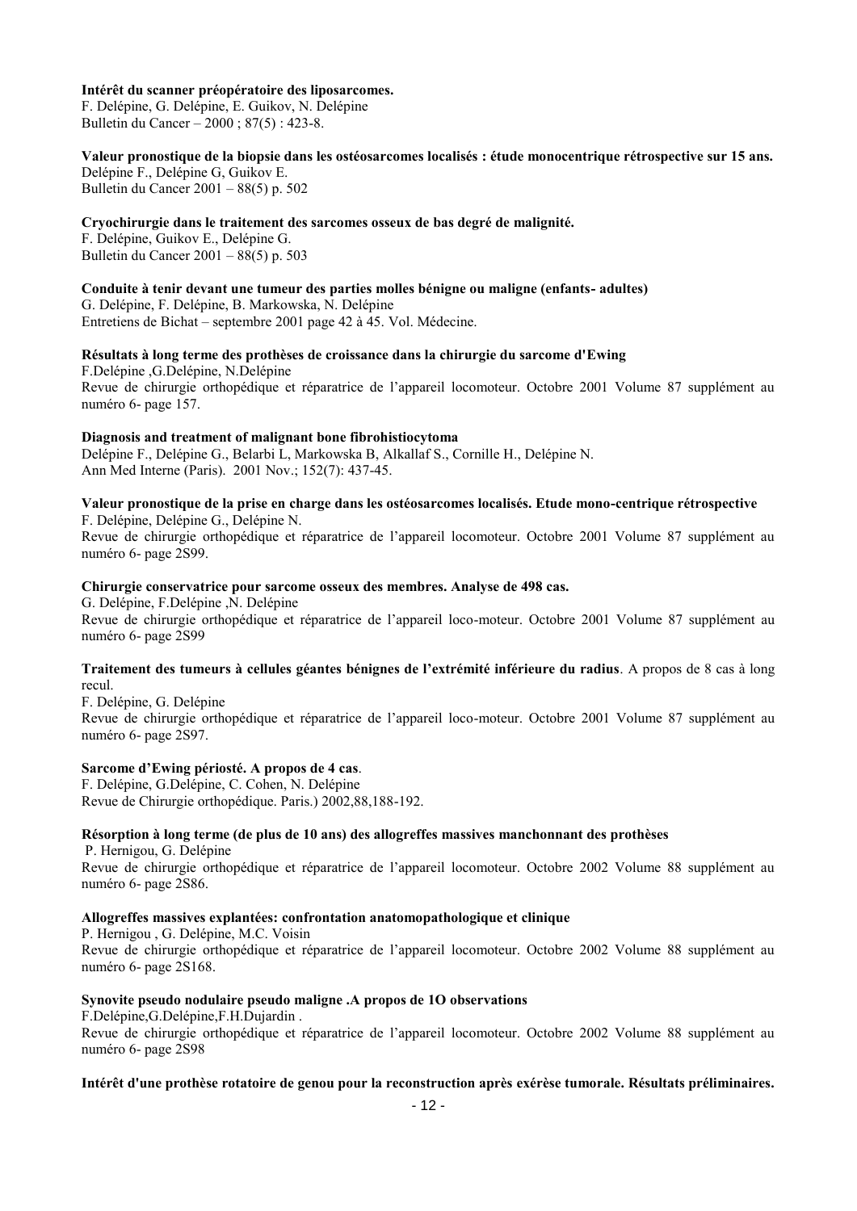**Intérêt du scanner préopératoire des liposarcomes.**
F. Delépine, G. Delépine, E. Guikov, N. Delépine
Bulletin du Cancer – 2000 ; 87(5) : 423-8.

**Valeur pronostique de la biopsie dans les ostéosarcomes localisés : étude monocentrique rétrospective sur 15 ans.**
Delépine F., Delépine G, Guikov E.
Bulletin du Cancer 2001 – 88(5) p. 502

**Cryochirurgie dans le traitement des sarcomes osseux de bas degré de malignité.**
F. Delépine, Guikov E., Delépine G.
Bulletin du Cancer 2001 – 88(5) p. 503

**Conduite à tenir devant une tumeur des parties molles bénigne ou maligne (enfants- adultes)**
G. Delépine, F. Delépine, B. Markowska, N. Delépine
Entretiens de Bichat – septembre 2001 page 42 à 45. Vol. Médecine.

**Résultats à long terme des prothèses de croissance dans la chirurgie du sarcome d'Ewing**
F.Delépine ,G.Delépine, N.Delépine
Revue de chirurgie orthopédique et réparatrice de l'appareil locomoteur. Octobre 2001 Volume 87 supplément au numéro 6- page 157.

**Diagnosis and treatment of malignant bone fibrohistiocytoma**
Delépine F., Delépine G., Belarbi L, Markowska B, Alkallaf S., Cornille H., Delépine N.
Ann Med Interne (Paris). 2001 Nov.; 152(7): 437-45.

**Valeur pronostique de la prise en charge dans les ostéosarcomes localisés. Etude mono-centrique rétrospective**
F. Delépine, Delépine G., Delépine N.
Revue de chirurgie orthopédique et réparatrice de l'appareil locomoteur. Octobre 2001 Volume 87 supplément au numéro 6- page 2S99.

**Chirurgie conservatrice pour sarcome osseux des membres. Analyse de 498 cas.**
G. Delépine, F.Delépine ,N. Delépine
Revue de chirurgie orthopédique et réparatrice de l'appareil loco-moteur. Octobre 2001 Volume 87 supplément au numéro 6- page 2S99

**Traitement des tumeurs à cellules géantes bénignes de l'extrémité inférieure du radius**. A propos de 8 cas à long recul.
F. Delépine, G. Delépine
Revue de chirurgie orthopédique et réparatrice de l'appareil loco-moteur. Octobre 2001 Volume 87 supplément au numéro 6- page 2S97.

**Sarcome d'Ewing périosté. A propos de 4 cas**.
F. Delépine, G.Delépine, C. Cohen, N. Delépine
Revue de Chirurgie orthopédique. Paris.) 2002,88,188-192.

**Résorption à long terme (de plus de 10 ans) des allogreffes massives manchonnant des prothèses**
P. Hernigou, G. Delépine
Revue de chirurgie orthopédique et réparatrice de l'appareil locomoteur. Octobre 2002 Volume 88 supplément au numéro 6- page 2S86.

**Allogreffes massives explantées: confrontation anatomopathologique et clinique**
P. Hernigou , G. Delépine, M.C. Voisin
Revue de chirurgie orthopédique et réparatrice de l'appareil locomoteur. Octobre 2002 Volume 88 supplément au numéro 6- page 2S168.

**Synovite pseudo nodulaire pseudo maligne .A propos de 1O observations**
F.Delépine,G.Delépine,F.H.Dujardin .
Revue de chirurgie orthopédique et réparatrice de l'appareil locomoteur. Octobre 2002 Volume 88 supplément au numéro 6- page 2S98

**Intérêt d'une prothèse rotatoire de genou pour la reconstruction après exérèse tumorale. Résultats préliminaires.**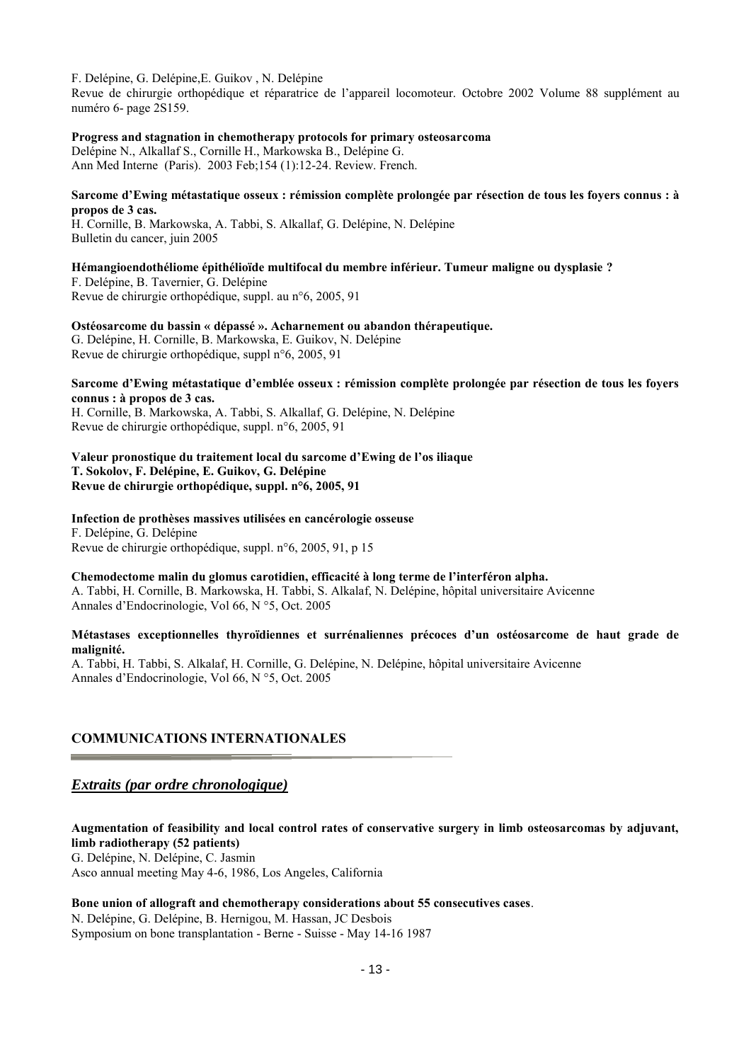F. Delépine, G. Delépine,E. Guikov , N. Delépine
Revue de chirurgie orthopédique et réparatrice de l'appareil locomoteur. Octobre 2002 Volume 88 supplément au numéro 6- page 2S159.

**Progress and stagnation in chemotherapy protocols for primary osteosarcoma**
Delépine N., Alkallaf S., Cornille H., Markowska B., Delépine G.
Ann Med Interne (Paris). 2003 Feb;154 (1):12-24. Review. French.

**Sarcome d'Ewing métastatique osseux : rémission complète prolongée par résection de tous les foyers connus : à propos de 3 cas.**
H. Cornille, B. Markowska, A. Tabbi, S. Alkallaf, G. Delépine, N. Delépine
Bulletin du cancer, juin 2005

**Hémangioendothéliome épithélioïde multifocal du membre inférieur. Tumeur maligne ou dysplasie ?**
F. Delépine, B. Tavernier, G. Delépine
Revue de chirurgie orthopédique, suppl. au n°6, 2005, 91

**Ostéosarcome du bassin « dépassé ». Acharnement ou abandon thérapeutique.**
G. Delépine, H. Cornille, B. Markowska, E. Guikov, N. Delépine
Revue de chirurgie orthopédique, suppl n°6, 2005, 91

**Sarcome d'Ewing métastatique d'emblée osseux : rémission complète prolongée par résection de tous les foyers connus : à propos de 3 cas.**
H. Cornille, B. Markowska, A. Tabbi, S. Alkallaf, G. Delépine, N. Delépine
Revue de chirurgie orthopédique, suppl. n°6, 2005, 91

**Valeur pronostique du traitement local du sarcome d'Ewing de l'os iliaque**
**T. Sokolov, F. Delépine, E. Guikov, G. Delépine**
**Revue de chirurgie orthopédique, suppl. n°6, 2005, 91**

**Infection de prothèses massives utilisées en cancérologie osseuse**
F. Delépine, G. Delépine
Revue de chirurgie orthopédique, suppl. n°6, 2005, 91, p 15

**Chemodectome malin du glomus carotidien, efficacité à long terme de l'interféron alpha.**
A. Tabbi, H. Cornille, B. Markowska, H. Tabbi, S. Alkalaf, N. Delépine, hôpital universitaire Avicenne
Annales d'Endocrinologie, Vol 66, N °5, Oct. 2005

**Métastases exceptionnelles thyroïdiennes et surrénaliennes précoces d'un ostéosarcome de haut grade de malignité.**
A. Tabbi, H. Tabbi, S. Alkalaf, H. Cornille, G. Delépine, N. Delépine, hôpital universitaire Avicenne
Annales d'Endocrinologie, Vol 66, N °5, Oct. 2005

## COMMUNICATIONS INTERNATIONALES

### ***Extraits (par ordre chronologique)***

**Augmentation of feasibility and local control rates of conservative surgery in limb osteosarcomas by adjuvant, limb radiotherapy (52 patients)**
G. Delépine, N. Delépine, C. Jasmin
Asco annual meeting May 4-6, 1986, Los Angeles, California

**Bone union of allograft and chemotherapy considerations about 55 consecutives cases**.
N. Delépine, G. Delépine, B. Hernigou, M. Hassan, JC Desbois
Symposium on bone transplantation - Berne - Suisse - May 14-16 1987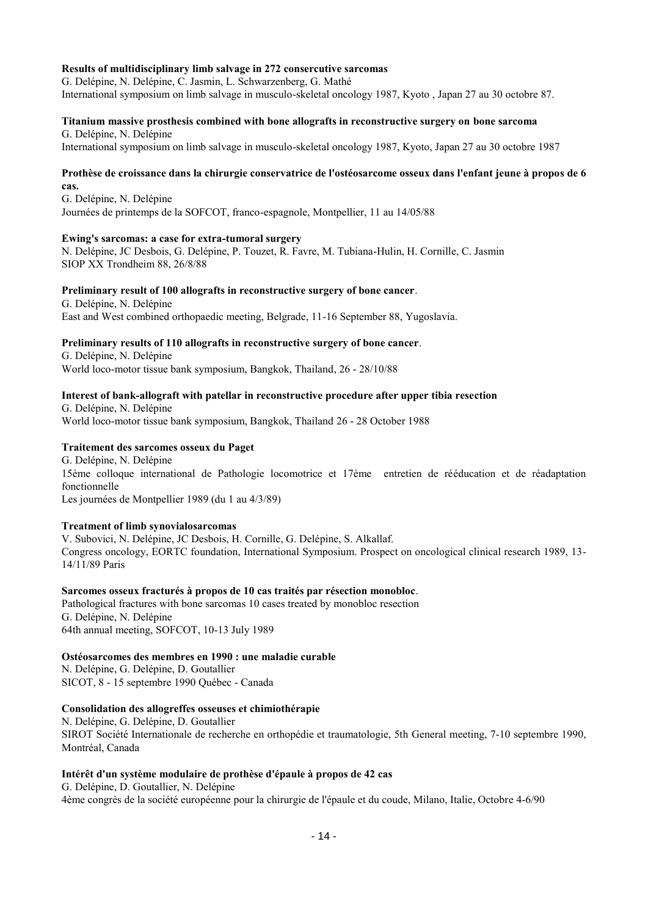**Results of multidisciplinary limb salvage in 272 consercutive sarcomas**
G. Delépine, N. Delépine, C. Jasmin, L. Schwarzenberg, G. Mathé
International symposium on limb salvage in musculo-skeletal oncology 1987, Kyoto , Japan 27 au 30 octobre 87.

**Titanium massive prosthesis combined with bone allografts in reconstructive surgery on bone sarcoma**
G. Delépine, N. Delépine
International symposium on limb salvage in musculo-skeletal oncology 1987, Kyoto, Japan 27 au 30 octobre 1987

**Prothèse de croissance dans la chirurgie conservatrice de l'ostéosarcome osseux dans l'enfant jeune à propos de 6 cas.**
G. Delépine, N. Delépine
Journées de printemps de la SOFCOT, franco-espagnole, Montpellier, 11 au 14/05/88

**Ewing's sarcomas: a case for extra-tumoral surgery**
N. Delépine, JC Desbois, G. Delépine, P. Touzet, R. Favre, M. Tubiana-Hulin, H. Cornille, C. Jasmin
SIOP XX Trondheim 88, 26/8/88

**Preliminary result of 100 allografts in reconstructive surgery of bone cancer**.
G. Delépine, N. Delépine
East and West combined orthopaedic meeting, Belgrade, 11-16 September 88, Yugoslavia.

**Preliminary results of 110 allografts in reconstructive surgery of bone cancer**.
G. Delépine, N. Delépine
World loco-motor tissue bank symposium, Bangkok, Thailand, 26 - 28/10/88

**Interest of bank-allograft with patellar in reconstructive procedure after upper tibia resection**
G. Delépine, N. Delépine
World loco-motor tissue bank symposium, Bangkok, Thailand 26 - 28 October 1988

**Traitement des sarcomes osseux du Paget**
G. Delépine, N. Delépine
15ème colloque international de Pathologie locomotrice et 17ème entretien de rééducation et de réadaptation fonctionnelle
Les journées de Montpellier 1989 (du 1 au 4/3/89)

**Treatment of limb synovialosarcomas**
V. Subovici, N. Delépine, JC Desbois, H. Cornille, G. Delépine, S. Alkallaf.
Congress oncology, EORTC foundation, International Symposium. Prospect on oncological clinical research 1989, 13-14/11/89 Paris

**Sarcomes osseux fracturés à propos de 10 cas traités par résection monobloc**.
Pathological fractures with bone sarcomas 10 cases treated by monobloc resection
G. Delépine, N. Delépine
64th annual meeting, SOFCOT, 10-13 July 1989

**Ostéosarcomes des membres en 1990 : une maladie curable**
N. Delépine, G. Delépine, D. Goutallier
SICOT, 8 - 15 septembre 1990 Québec - Canada

**Consolidation des allogreffes osseuses et chimiothérapie**
N. Delépine, G. Delépine, D. Goutallier
SIROT Société Internationale de recherche en orthopédie et traumatologie, 5th General meeting, 7-10 septembre 1990, Montréal, Canada

**Intérêt d'un système modulaire de prothèse d'épaule à propos de 42 cas**
G. Delépine, D. Goutallier, N. Delépine
4ème congrès de la société européenne pour la chirurgie de l'épaule et du coude, Milano, Italie, Octobre 4-6/90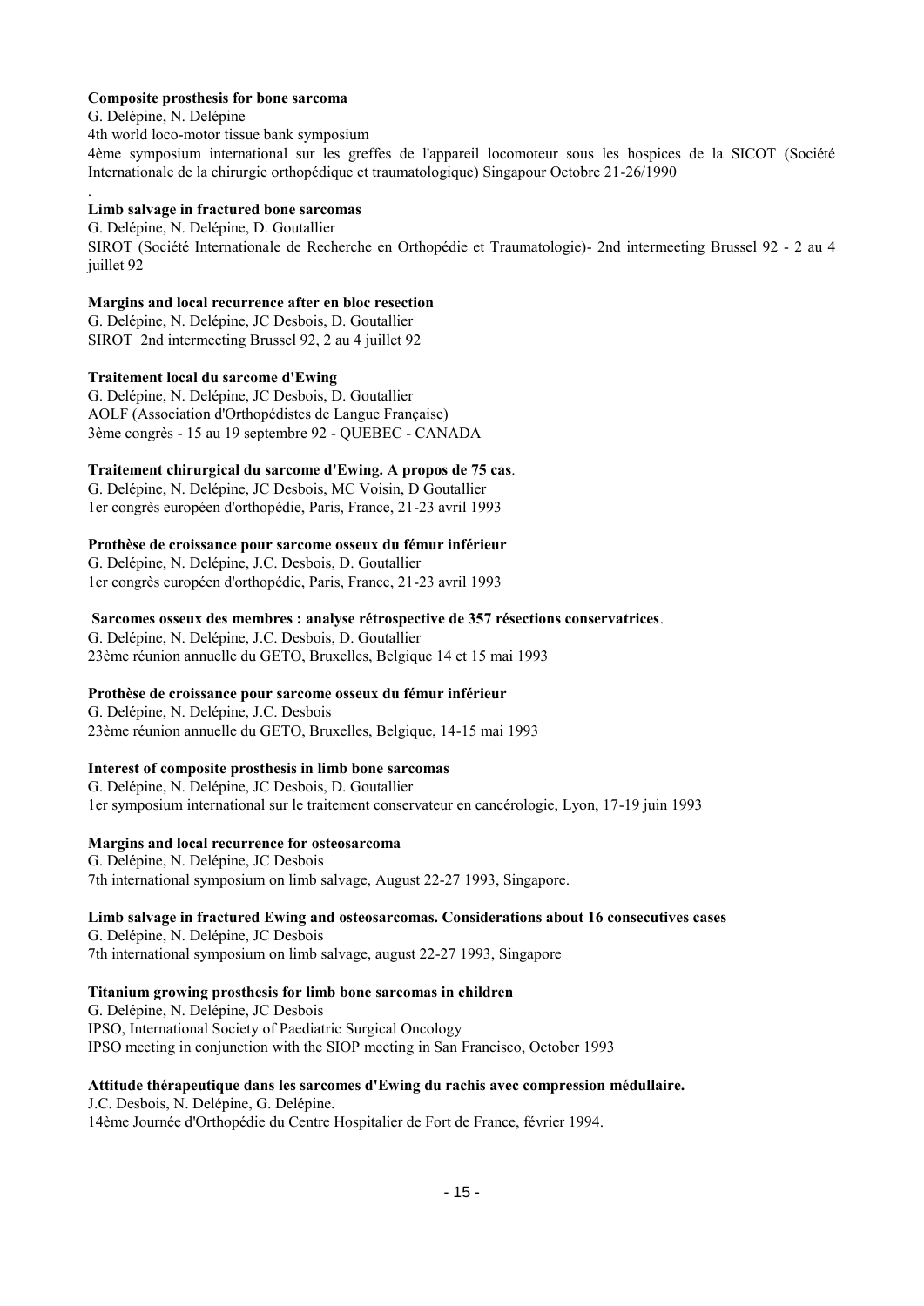**Composite prosthesis for bone sarcoma**
G. Delépine, N. Delépine
4th world loco-motor tissue bank symposium
4ème symposium international sur les greffes de l'appareil locomoteur sous les hospices de la SICOT (Société Internationale de la chirurgie orthopédique et traumatologique) Singapour Octobre 21-26/1990
.

**Limb salvage in fractured bone sarcomas**
G. Delépine, N. Delépine, D. Goutallier
SIROT (Société Internationale de Recherche en Orthopédie et Traumatologie)- 2nd intermeeting Brussel 92 - 2 au 4 juillet 92

**Margins and local recurrence after en bloc resection**
G. Delépine, N. Delépine, JC Desbois, D. Goutallier
SIROT 2nd intermeeting Brussel 92, 2 au 4 juillet 92

**Traitement local du sarcome d'Ewing**
G. Delépine, N. Delépine, JC Desbois, D. Goutallier
AOLF (Association d'Orthopédistes de Langue Française)
3ème congrès - 15 au 19 septembre 92 - QUEBEC - CANADA

**Traitement chirurgical du sarcome d'Ewing. A propos de 75 cas**.
G. Delépine, N. Delépine, JC Desbois, MC Voisin, D Goutallier
1er congrès européen d'orthopédie, Paris, France, 21-23 avril 1993

**Prothèse de croissance pour sarcome osseux du fémur inférieur**
G. Delépine, N. Delépine, J.C. Desbois, D. Goutallier
1er congrès européen d'orthopédie, Paris, France, 21-23 avril 1993

**Sarcomes osseux des membres : analyse rétrospective de 357 résections conservatrices**.
G. Delépine, N. Delépine, J.C. Desbois, D. Goutallier
23ème réunion annuelle du GETO, Bruxelles, Belgique 14 et 15 mai 1993

**Prothèse de croissance pour sarcome osseux du fémur inférieur**
G. Delépine, N. Delépine, J.C. Desbois
23ème réunion annuelle du GETO, Bruxelles, Belgique, 14-15 mai 1993

**Interest of composite prosthesis in limb bone sarcomas**
G. Delépine, N. Delépine, JC Desbois, D. Goutallier
1er symposium international sur le traitement conservateur en cancérologie, Lyon, 17-19 juin 1993

**Margins and local recurrence for osteosarcoma**
G. Delépine, N. Delépine, JC Desbois
7th international symposium on limb salvage, August 22-27 1993, Singapore.

**Limb salvage in fractured Ewing and osteosarcomas. Considerations about 16 consecutives cases**
G. Delépine, N. Delépine, JC Desbois
7th international symposium on limb salvage, august 22-27 1993, Singapore

**Titanium growing prosthesis for limb bone sarcomas in children**
G. Delépine, N. Delépine, JC Desbois
IPSO, International Society of Paediatric Surgical Oncology
IPSO meeting in conjunction with the SIOP meeting in San Francisco, October 1993

**Attitude thérapeutique dans les sarcomes d'Ewing du rachis avec compression médullaire.**
J.C. Desbois, N. Delépine, G. Delépine.
14ème Journée d'Orthopédie du Centre Hospitalier de Fort de France, février 1994.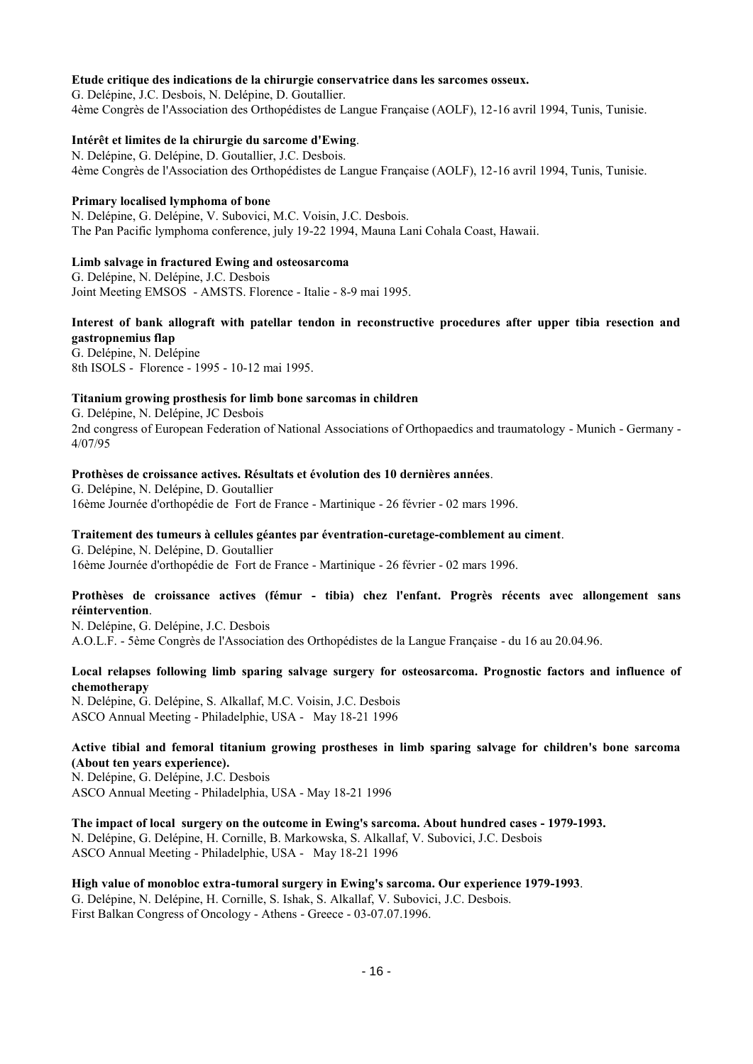**Etude critique des indications de la chirurgie conservatrice dans les sarcomes osseux.**
G. Delépine, J.C. Desbois, N. Delépine, D. Goutallier.
4ème Congrès de l'Association des Orthopédistes de Langue Française (AOLF), 12-16 avril 1994, Tunis, Tunisie.

**Intérêt et limites de la chirurgie du sarcome d'Ewing**.
N. Delépine, G. Delépine, D. Goutallier, J.C. Desbois.
4ème Congrès de l'Association des Orthopédistes de Langue Française (AOLF), 12-16 avril 1994, Tunis, Tunisie.

**Primary localised lymphoma of bone**
N. Delépine, G. Delépine, V. Subovici, M.C. Voisin, J.C. Desbois.
The Pan Pacific lymphoma conference, july 19-22 1994, Mauna Lani Cohala Coast, Hawaii.

**Limb salvage in fractured Ewing and osteosarcoma**
G. Delépine, N. Delépine, J.C. Desbois
Joint Meeting EMSOS - AMSTS. Florence - Italie - 8-9 mai 1995.

**Interest of bank allograft with patellar tendon in reconstructive procedures after upper tibia resection and gastropnemius flap**
G. Delépine, N. Delépine
8th ISOLS - Florence - 1995 - 10-12 mai 1995.

**Titanium growing prosthesis for limb bone sarcomas in children**
G. Delépine, N. Delépine, JC Desbois
2nd congress of European Federation of National Associations of Orthopaedics and traumatology - Munich - Germany - 4/07/95

**Prothèses de croissance actives. Résultats et évolution des 10 dernières années**.
G. Delépine, N. Delépine, D. Goutallier
16ème Journée d'orthopédie de Fort de France - Martinique - 26 février - 02 mars 1996.

**Traitement des tumeurs à cellules géantes par éventration-curetage-comblement au ciment**.
G. Delépine, N. Delépine, D. Goutallier
16ème Journée d'orthopédie de Fort de France - Martinique - 26 février - 02 mars 1996.

**Prothèses de croissance actives (fémur - tibia) chez l'enfant. Progrès récents avec allongement sans réintervention**.
N. Delépine, G. Delépine, J.C. Desbois
A.O.L.F. - 5ème Congrès de l'Association des Orthopédistes de la Langue Française - du 16 au 20.04.96.

**Local relapses following limb sparing salvage surgery for osteosarcoma. Prognostic factors and influence of chemotherapy**
N. Delépine, G. Delépine, S. Alkallaf, M.C. Voisin, J.C. Desbois
ASCO Annual Meeting - Philadelphie, USA - May 18-21 1996

**Active tibial and femoral titanium growing prostheses in limb sparing salvage for children's bone sarcoma (About ten years experience).**
N. Delépine, G. Delépine, J.C. Desbois
ASCO Annual Meeting - Philadelphia, USA - May 18-21 1996

**The impact of local surgery on the outcome in Ewing's sarcoma. About hundred cases - 1979-1993.**
N. Delépine, G. Delépine, H. Cornille, B. Markowska, S. Alkallaf, V. Subovici, J.C. Desbois
ASCO Annual Meeting - Philadelphie, USA - May 18-21 1996

**High value of monobloc extra-tumoral surgery in Ewing's sarcoma. Our experience 1979-1993**.
G. Delépine, N. Delépine, H. Cornille, S. Ishak, S. Alkallaf, V. Subovici, J.C. Desbois.
First Balkan Congress of Oncology - Athens - Greece - 03-07.07.1996.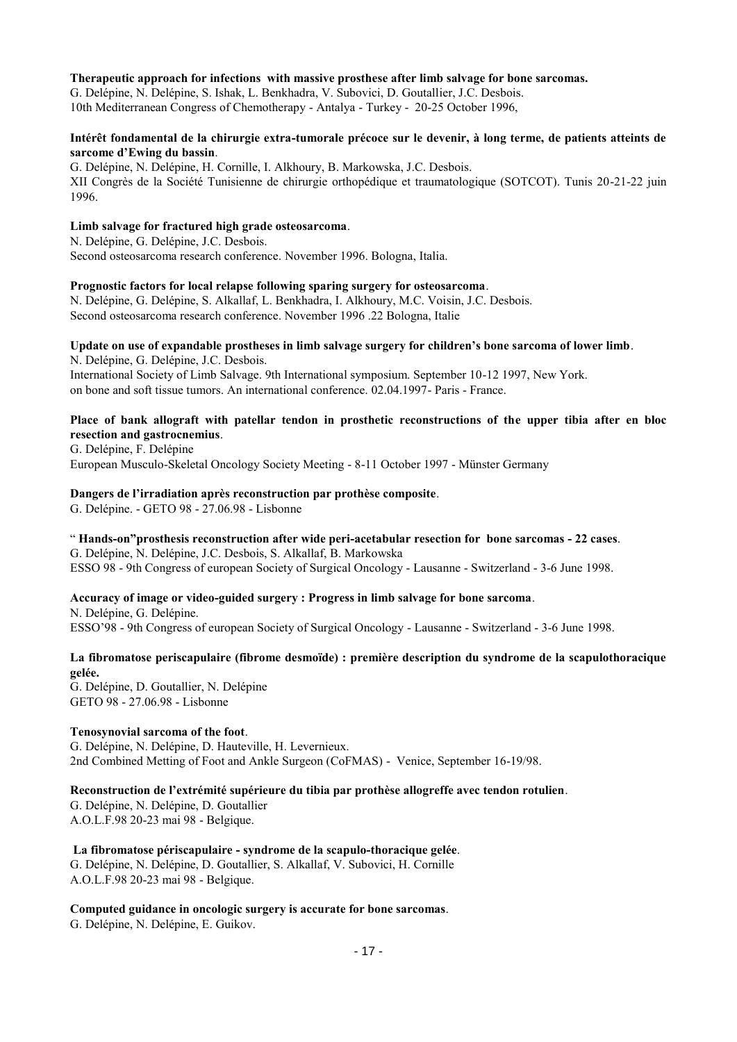**Therapeutic approach for infections with massive prosthese after limb salvage for bone sarcomas.**
G. Delépine, N. Delépine, S. Ishak, L. Benkhadra, V. Subovici, D. Goutallier, J.C. Desbois.
10th Mediterranean Congress of Chemotherapy - Antalya - Turkey - 20-25 October 1996,

**Intérêt fondamental de la chirurgie extra-tumorale précoce sur le devenir, à long terme, de patients atteints de sarcome d'Ewing du bassin**.
G. Delépine, N. Delépine, H. Cornille, I. Alkhoury, B. Markowska, J.C. Desbois.
XII Congrès de la Société Tunisienne de chirurgie orthopédique et traumatologique (SOTCOT). Tunis 20-21-22 juin 1996.

**Limb salvage for fractured high grade osteosarcoma**.
N. Delépine, G. Delépine, J.C. Desbois.
Second osteosarcoma research conference. November 1996. Bologna, Italia.

**Prognostic factors for local relapse following sparing surgery for osteosarcoma**.
N. Delépine, G. Delépine, S. Alkallaf, L. Benkhadra, I. Alkhoury, M.C. Voisin, J.C. Desbois.
Second osteosarcoma research conference. November 1996 .22 Bologna, Italie

**Update on use of expandable prostheses in limb salvage surgery for children's bone sarcoma of lower limb**.
N. Delépine, G. Delépine, J.C. Desbois.
International Society of Limb Salvage. 9th International symposium. September 10-12 1997, New York.
on bone and soft tissue tumors. An international conference. 02.04.1997- Paris - France.

**Place of bank allograft with patellar tendon in prosthetic reconstructions of the upper tibia after en bloc resection and gastrocnemius**.
G. Delépine, F. Delépine
European Musculo-Skeletal Oncology Society Meeting - 8-11 October 1997 - Münster Germany

**Dangers de l'irradiation après reconstruction par prothèse composite**.
G. Delépine. - GETO 98 - 27.06.98 - Lisbonne

" **Hands-on"prosthesis reconstruction after wide peri-acetabular resection for bone sarcomas - 22 cases**.
G. Delépine, N. Delépine, J.C. Desbois, S. Alkallaf, B. Markowska
ESSO 98 - 9th Congress of european Society of Surgical Oncology - Lausanne - Switzerland - 3-6 June 1998.

**Accuracy of image or video-guided surgery : Progress in limb salvage for bone sarcoma**.
N. Delépine, G. Delépine.
ESSO'98 - 9th Congress of european Society of Surgical Oncology - Lausanne - Switzerland - 3-6 June 1998.

**La fibromatose periscapulaire (fibrome desmoïde) : première description du syndrome de la scapulothoracique gelée.**
G. Delépine, D. Goutallier, N. Delépine
GETO 98 - 27.06.98 - Lisbonne

**Tenosynovial sarcoma of the foot**.
G. Delépine, N. Delépine, D. Hauteville, H. Levernieux.
2nd Combined Metting of Foot and Ankle Surgeon (CoFMAS) - Venice, September 16-19/98.

**Reconstruction de l'extrémité supérieure du tibia par prothèse allogreffe avec tendon rotulien**.
G. Delépine, N. Delépine, D. Goutallier
A.O.L.F.98 20-23 mai 98 - Belgique.

**La fibromatose périscapulaire - syndrome de la scapulo-thoracique gelée**.
G. Delépine, N. Delépine, D. Goutallier, S. Alkallaf, V. Subovici, H. Cornille
A.O.L.F.98 20-23 mai 98 - Belgique.

**Computed guidance in oncologic surgery is accurate for bone sarcomas**.
G. Delépine, N. Delépine, E. Guikov.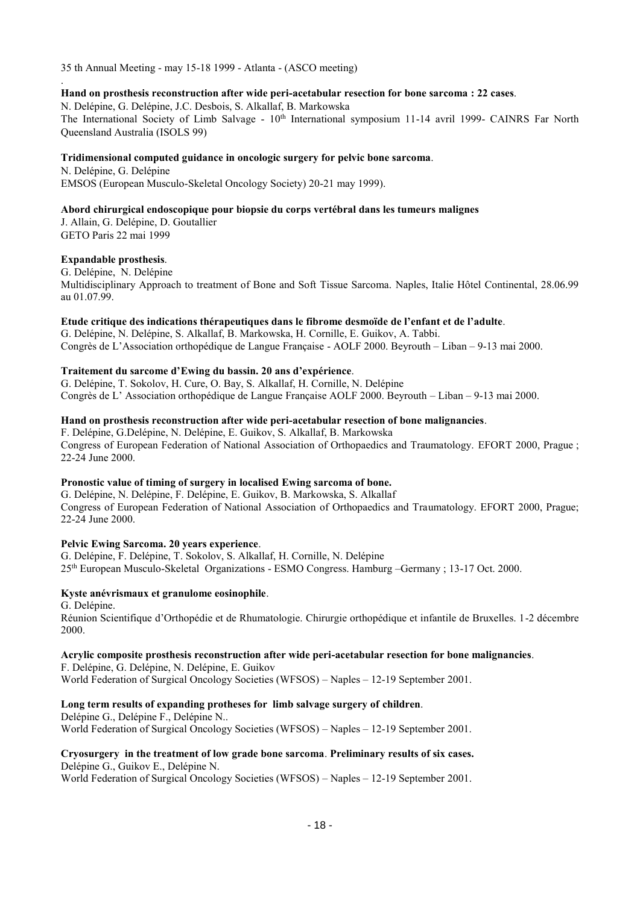35 th Annual Meeting - may 15-18 1999 - Atlanta - (ASCO meeting)

.

**Hand on prosthesis reconstruction after wide peri-acetabular resection for bone sarcoma : 22 cases**.
N. Delépine, G. Delépine, J.C. Desbois, S. Alkallaf, B. Markowska
The International Society of Limb Salvage - 10th International symposium 11-14 avril 1999- CAINRS Far North Queensland Australia (ISOLS 99)

**Tridimensional computed guidance in oncologic surgery for pelvic bone sarcoma**.
N. Delépine, G. Delépine
EMSOS (European Musculo-Skeletal Oncology Society) 20-21 may 1999).

**Abord chirurgical endoscopique pour biopsie du corps vertébral dans les tumeurs malignes**
J. Allain, G. Delépine, D. Goutallier
GETO Paris 22 mai 1999

**Expandable prosthesis**.
G. Delépine, N. Delépine
Multidisciplinary Approach to treatment of Bone and Soft Tissue Sarcoma. Naples, Italie Hôtel Continental, 28.06.99 au 01.07.99.

**Etude critique des indications thérapeutiques dans le fibrome desmoïde de l'enfant et de l'adulte**.
G. Delépine, N. Delépine, S. Alkallaf, B. Markowska, H. Cornille, E. Guikov, A. Tabbi.
Congrès de L'Association orthopédique de Langue Française - AOLF 2000. Beyrouth – Liban – 9-13 mai 2000.

**Traitement du sarcome d'Ewing du bassin. 20 ans d'expérience**.
G. Delépine, T. Sokolov, H. Cure, O. Bay, S. Alkallaf, H. Cornille, N. Delépine
Congrès de L' Association orthopédique de Langue Française AOLF 2000. Beyrouth – Liban – 9-13 mai 2000.

**Hand on prosthesis reconstruction after wide peri-acetabular resection of bone malignancies**.
F. Delépine, G.Delépine, N. Delépine, E. Guikov, S. Alkallaf, B. Markowska
Congress of European Federation of National Association of Orthopaedics and Traumatology. EFORT 2000, Prague ; 22-24 June 2000.

**Pronostic value of timing of surgery in localised Ewing sarcoma of bone.**
G. Delépine, N. Delépine, F. Delépine, E. Guikov, B. Markowska, S. Alkallaf
Congress of European Federation of National Association of Orthopaedics and Traumatology. EFORT 2000, Prague; 22-24 June 2000.

**Pelvic Ewing Sarcoma. 20 years experience**.
G. Delépine, F. Delépine, T. Sokolov, S. Alkallaf, H. Cornille, N. Delépine
25th European Musculo-Skeletal Organizations - ESMO Congress. Hamburg –Germany ; 13-17 Oct. 2000.

**Kyste anévrismaux et granulome eosinophile**.
G. Delépine.
Réunion Scientifique d'Orthopédie et de Rhumatologie. Chirurgie orthopédique et infantile de Bruxelles. 1-2 décembre 2000.

**Acrylic composite prosthesis reconstruction after wide peri-acetabular resection for bone malignancies**.
F. Delépine, G. Delépine, N. Delépine, E. Guikov
World Federation of Surgical Oncology Societies (WFSOS) – Naples – 12-19 September 2001.

**Long term results of expanding protheses for limb salvage surgery of children**.
Delépine G., Delépine F., Delépine N..
World Federation of Surgical Oncology Societies (WFSOS) – Naples – 12-19 September 2001.

**Cryosurgery in the treatment of low grade bone sarcoma**. **Preliminary results of six cases.**
Delépine G., Guikov E., Delépine N.
World Federation of Surgical Oncology Societies (WFSOS) – Naples – 12-19 September 2001.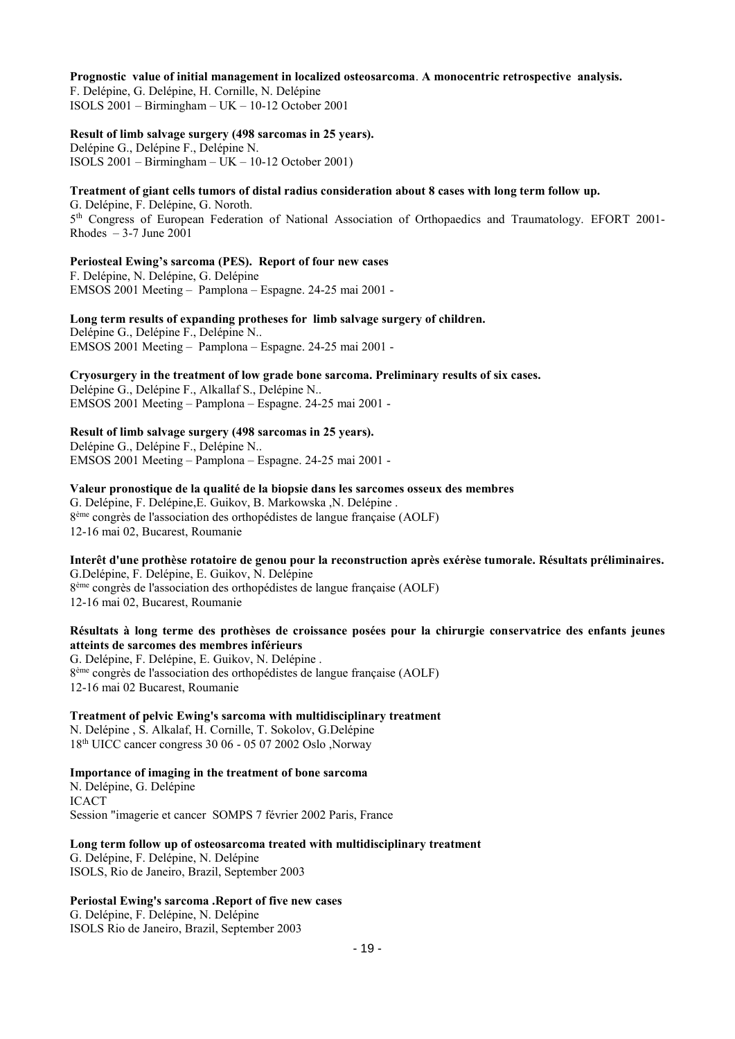**Prognostic value of initial management in localized osteosarcoma**. **A monocentric retrospective analysis.**
F. Delépine, G. Delépine, H. Cornille, N. Delépine
ISOLS 2001 – Birmingham – UK – 10-12 October 2001

**Result of limb salvage surgery (498 sarcomas in 25 years).**
Delépine G., Delépine F., Delépine N.
ISOLS 2001 – Birmingham – UK – 10-12 October 2001)

**Treatment of giant cells tumors of distal radius consideration about 8 cases with long term follow up.**
G. Delépine, F. Delépine, G. Noroth.
5th Congress of European Federation of National Association of Orthopaedics and Traumatology. EFORT 2001- Rhodes – 3-7 June 2001

**Periosteal Ewing's sarcoma (PES). Report of four new cases**
F. Delépine, N. Delépine, G. Delépine
EMSOS 2001 Meeting – Pamplona – Espagne. 24-25 mai 2001 -

**Long term results of expanding protheses for limb salvage surgery of children.**
Delépine G., Delépine F., Delépine N..
EMSOS 2001 Meeting – Pamplona – Espagne. 24-25 mai 2001 -

**Cryosurgery in the treatment of low grade bone sarcoma. Preliminary results of six cases.**
Delépine G., Delépine F., Alkallaf S., Delépine N..
EMSOS 2001 Meeting – Pamplona – Espagne. 24-25 mai 2001 -

**Result of limb salvage surgery (498 sarcomas in 25 years).**
Delépine G., Delépine F., Delépine N..
EMSOS 2001 Meeting – Pamplona – Espagne. 24-25 mai 2001 -

**Valeur pronostique de la qualité de la biopsie dans les sarcomes osseux des membres**
G. Delépine, F. Delépine,E. Guikov, B. Markowska ,N. Delépine .
8ème congrès de l'association des orthopédistes de langue française (AOLF)
12-16 mai 02, Bucarest, Roumanie

**Interêt d'une prothèse rotatoire de genou pour la reconstruction après exérèse tumorale. Résultats préliminaires.**
G.Delépine, F. Delépine, E. Guikov, N. Delépine
8ème congrès de l'association des orthopédistes de langue française (AOLF)
12-16 mai 02, Bucarest, Roumanie

**Résultats à long terme des prothèses de croissance posées pour la chirurgie conservatrice des enfants jeunes atteints de sarcomes des membres inférieurs**
G. Delépine, F. Delépine, E. Guikov, N. Delépine .
8ème congrès de l'association des orthopédistes de langue française (AOLF)
12-16 mai 02 Bucarest, Roumanie

**Treatment of pelvic Ewing's sarcoma with multidisciplinary treatment**
N. Delépine , S. Alkalaf, H. Cornille, T. Sokolov, G.Delépine
18th UICC cancer congress 30 06 - 05 07 2002 Oslo ,Norway

**Importance of imaging in the treatment of bone sarcoma**
N. Delépine, G. Delépine
ICACT
Session "imagerie et cancer SOMPS 7 février 2002 Paris, France

**Long term follow up of osteosarcoma treated with multidisciplinary treatment**
G. Delépine, F. Delépine, N. Delépine
ISOLS, Rio de Janeiro, Brazil, September 2003

**Periostal Ewing's sarcoma .Report of five new cases**
G. Delépine, F. Delépine, N. Delépine
ISOLS Rio de Janeiro, Brazil, September 2003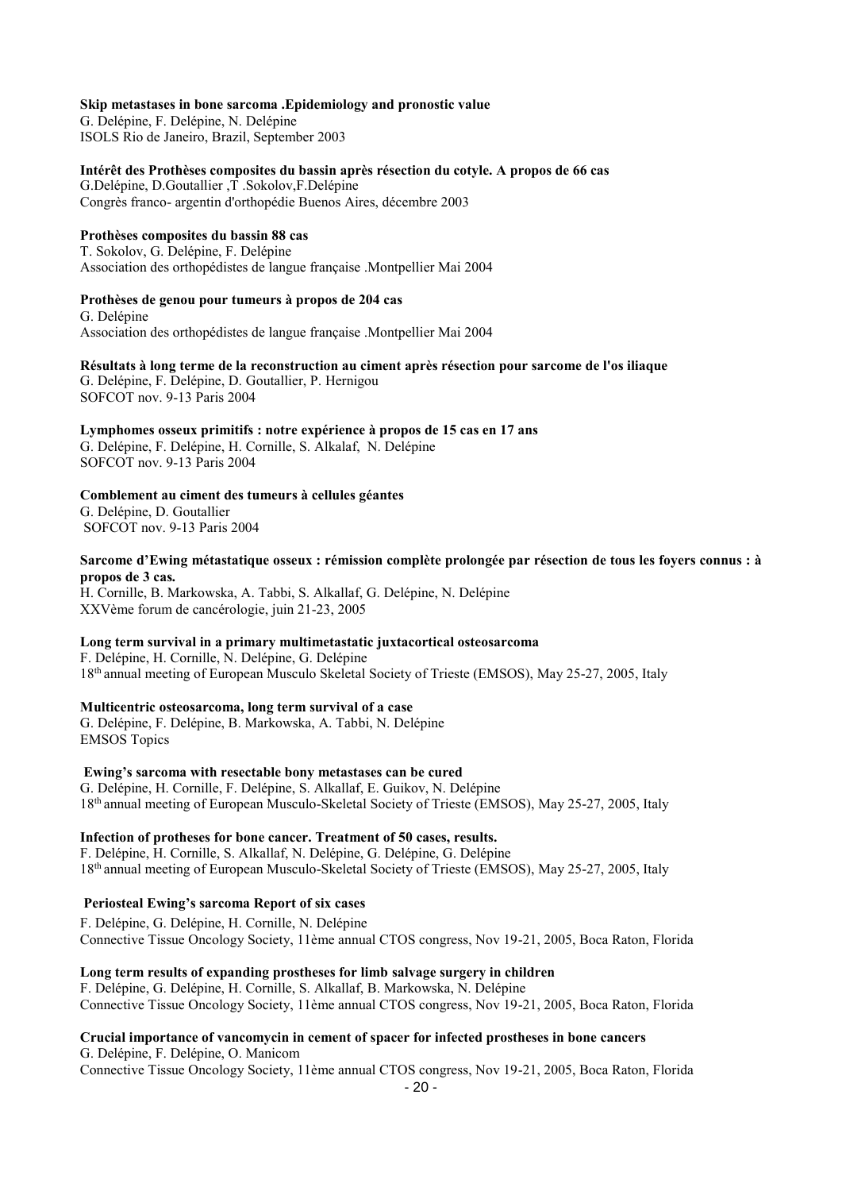**Skip metastases in bone sarcoma .Epidemiology and pronostic value**
G. Delépine, F. Delépine, N. Delépine
ISOLS Rio de Janeiro, Brazil, September 2003

**Intérêt des Prothèses composites du bassin après résection du cotyle. A propos de 66 cas**
G.Delépine, D.Goutallier ,T .Sokolov,F.Delépine
Congrès franco- argentin d'orthopédie Buenos Aires, décembre 2003

**Prothèses composites du bassin 88 cas**
T. Sokolov, G. Delépine, F. Delépine
Association des orthopédistes de langue française .Montpellier Mai 2004

**Prothèses de genou pour tumeurs à propos de 204 cas**
G. Delépine
Association des orthopédistes de langue française .Montpellier Mai 2004

**Résultats à long terme de la reconstruction au ciment après résection pour sarcome de l'os iliaque**
G. Delépine, F. Delépine, D. Goutallier, P. Hernigou
SOFCOT nov. 9-13 Paris 2004

**Lymphomes osseux primitifs : notre expérience à propos de 15 cas en 17 ans**
G. Delépine, F. Delépine, H. Cornille, S. Alkalaf, N. Delépine
SOFCOT nov. 9-13 Paris 2004

**Comblement au ciment des tumeurs à cellules géantes**
G. Delépine, D. Goutallier
SOFCOT nov. 9-13 Paris 2004

**Sarcome d'Ewing métastatique osseux : rémission complète prolongée par résection de tous les foyers connus : à propos de 3 cas.**
H. Cornille, B. Markowska, A. Tabbi, S. Alkallaf, G. Delépine, N. Delépine
XXVème forum de cancérologie, juin 21-23, 2005

**Long term survival in a primary multimetastatic juxtacortical osteosarcoma**
F. Delépine, H. Cornille, N. Delépine, G. Delépine
18th annual meeting of European Musculo Skeletal Society of Trieste (EMSOS), May 25-27, 2005, Italy

**Multicentric osteosarcoma, long term survival of a case**
G. Delépine, F. Delépine, B. Markowska, A. Tabbi, N. Delépine
EMSOS Topics

**Ewing's sarcoma with resectable bony metastases can be cured**
G. Delépine, H. Cornille, F. Delépine, S. Alkallaf, E. Guikov, N. Delépine
18th annual meeting of European Musculo-Skeletal Society of Trieste (EMSOS), May 25-27, 2005, Italy

**Infection of protheses for bone cancer. Treatment of 50 cases, results.**
F. Delépine, H. Cornille, S. Alkallaf, N. Delépine, G. Delépine, G. Delépine
18th annual meeting of European Musculo-Skeletal Society of Trieste (EMSOS), May 25-27, 2005, Italy

**Periosteal Ewing's sarcoma Report of six cases**
F. Delépine, G. Delépine, H. Cornille, N. Delépine
Connective Tissue Oncology Society, 11ème annual CTOS congress, Nov 19-21, 2005, Boca Raton, Florida

**Long term results of expanding prostheses for limb salvage surgery in children**
F. Delépine, G. Delépine, H. Cornille, S. Alkallaf, B. Markowska, N. Delépine
Connective Tissue Oncology Society, 11ème annual CTOS congress, Nov 19-21, 2005, Boca Raton, Florida

**Crucial importance of vancomycin in cement of spacer for infected prostheses in bone cancers**
G. Delépine, F. Delépine, O. Manicom
Connective Tissue Oncology Society, 11ème annual CTOS congress, Nov 19-21, 2005, Boca Raton, Florida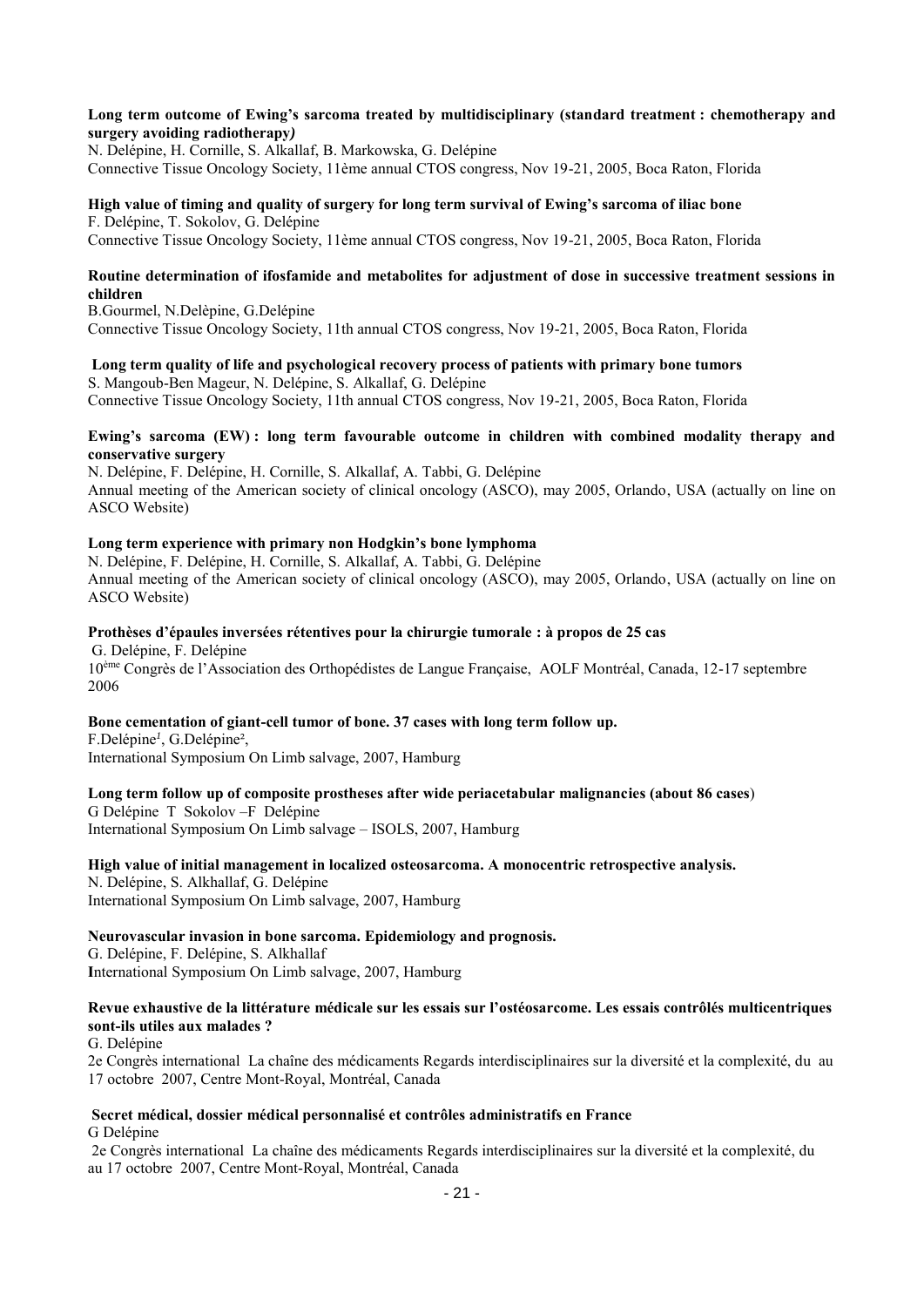**Long term outcome of Ewing's sarcoma treated by multidisciplinary (standard treatment : chemotherapy and surgery avoiding radiotherapy*)***
N. Delépine, H. Cornille, S. Alkallaf, B. Markowska, G. Delépine
Connective Tissue Oncology Society, 11ème annual CTOS congress, Nov 19-21, 2005, Boca Raton, Florida

**High value of timing and quality of surgery for long term survival of Ewing's sarcoma of iliac bone**
F. Delépine, T. Sokolov, G. Delépine
Connective Tissue Oncology Society, 11ème annual CTOS congress, Nov 19-21, 2005, Boca Raton, Florida

**Routine determination of ifosfamide and metabolites for adjustment of dose in successive treatment sessions in children**
B.Gourmel, N.Delèpine, G.Delépine
Connective Tissue Oncology Society, 11th annual CTOS congress, Nov 19-21, 2005, Boca Raton, Florida

**Long term quality of life and psychological recovery process of patients with primary bone tumors**
S. Mangoub-Ben Mageur, N. Delépine, S. Alkallaf, G. Delépine
Connective Tissue Oncology Society, 11th annual CTOS congress, Nov 19-21, 2005, Boca Raton, Florida

**Ewing's sarcoma (EW) : long term favourable outcome in children with combined modality therapy and conservative surgery**
N. Delépine, F. Delépine, H. Cornille, S. Alkallaf, A. Tabbi, G. Delépine
Annual meeting of the American society of clinical oncology (ASCO), may 2005, Orlando, USA (actually on line on ASCO Website)

**Long term experience with primary non Hodgkin's bone lymphoma**
N. Delépine, F. Delépine, H. Cornille, S. Alkallaf, A. Tabbi, G. Delépine
Annual meeting of the American society of clinical oncology (ASCO), may 2005, Orlando, USA (actually on line on ASCO Website)

**Prothèses d'épaules inversées rétentives pour la chirurgie tumorale : à propos de 25 cas**
G. Delépine, F. Delépine
10ème Congrès de l'Association des Orthopédistes de Langue Française, AOLF Montréal, Canada, 12-17 septembre 2006

**Bone cementation of giant-cell tumor of bone. 37 cases with long term follow up.**
F.Delépine[1], G.Delépine[2],
International Symposium On Limb salvage, 2007, Hamburg

**Long term follow up of composite prostheses after wide periacetabular malignancies (about 86 cases**)
G Delépine T Sokolov –F Delépine
International Symposium On Limb salvage – ISOLS, 2007, Hamburg

**High value of initial management in localized osteosarcoma. A monocentric retrospective analysis.**
N. Delépine, S. Alkhallaf, G. Delépine
International Symposium On Limb salvage, 2007, Hamburg

**Neurovascular invasion in bone sarcoma. Epidemiology and prognosis.**
G. Delépine, F. Delépine, S. Alkhallaf
**I**nternational Symposium On Limb salvage, 2007, Hamburg

**Revue exhaustive de la littérature médicale sur les essais sur l'ostéosarcome. Les essais contrôlés multicentriques sont-ils utiles aux malades ?**
G. Delépine
2e Congrès international La chaîne des médicaments Regards interdisciplinaires sur la diversité et la complexité, du au 17 octobre 2007, Centre Mont-Royal, Montréal, Canada

**Secret médical, dossier médical personnalisé et contrôles administratifs en France**
G Delépine
2e Congrès international La chaîne des médicaments Regards interdisciplinaires sur la diversité et la complexité, du au 17 octobre 2007, Centre Mont-Royal, Montréal, Canada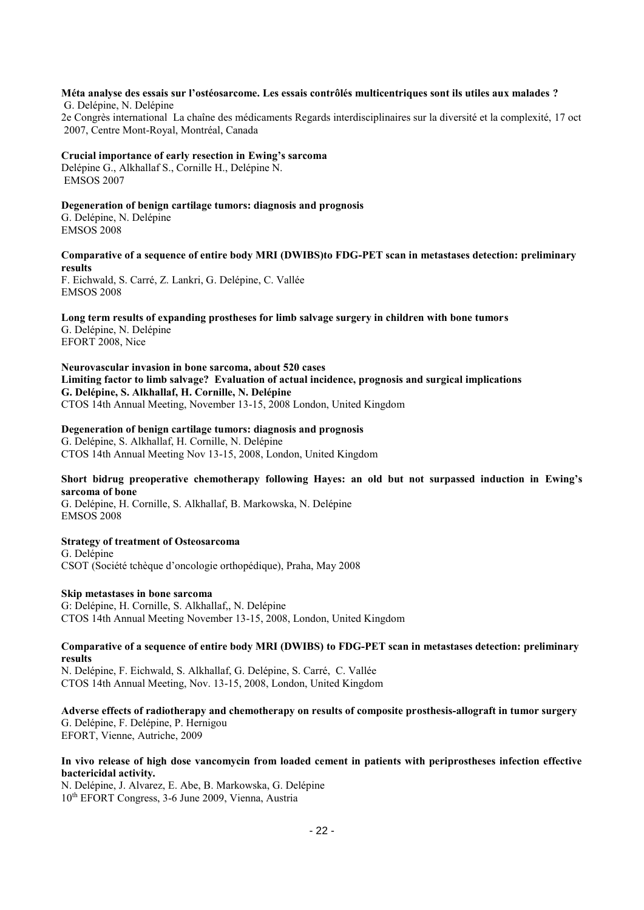**Méta analyse des essais sur l'ostéosarcome. Les essais contrôlés multicentriques sont ils utiles aux malades ?**
G. Delépine, N. Delépine
2e Congrès international La chaîne des médicaments Regards interdisciplinaires sur la diversité et la complexité, 17 oct 2007, Centre Mont-Royal, Montréal, Canada

**Crucial importance of early resection in Ewing's sarcoma**
Delépine G., Alkhallaf S., Cornille H., Delépine N.
EMSOS 2007

**Degeneration of benign cartilage tumors: diagnosis and prognosis**
G. Delépine, N. Delépine
EMSOS 2008

**Comparative of a sequence of entire body MRI (DWIBS)to FDG-PET scan in metastases detection: preliminary results**
F. Eichwald, S. Carré, Z. Lankri, G. Delépine, C. Vallée
EMSOS 2008

**Long term results of expanding prostheses for limb salvage surgery in children with bone tumors**
G. Delépine, N. Delépine
EFORT 2008, Nice

**Neurovascular invasion in bone sarcoma, about 520 cases**
**Limiting factor to limb salvage? Evaluation of actual incidence, prognosis and surgical implications**
**G. Delépine, S. Alkhallaf, H. Cornille, N. Delépine**
CTOS 14th Annual Meeting, November 13-15, 2008 London, United Kingdom

**Degeneration of benign cartilage tumors: diagnosis and prognosis**
G. Delépine, S. Alkhallaf, H. Cornille, N. Delépine
CTOS 14th Annual Meeting Nov 13-15, 2008, London, United Kingdom

**Short bidrug preoperative chemotherapy following Hayes: an old but not surpassed induction in Ewing's sarcoma of bone**
G. Delépine, H. Cornille, S. Alkhallaf, B. Markowska, N. Delépine
EMSOS 2008

**Strategy of treatment of Osteosarcoma**
G. Delépine
CSOT (Société tchèque d'oncologie orthopédique), Praha, May 2008

**Skip metastases in bone sarcoma**
G: Delépine, H. Cornille, S. Alkhallaf,, N. Delépine
CTOS 14th Annual Meeting November 13-15, 2008, London, United Kingdom

**Comparative of a sequence of entire body MRI (DWIBS) to FDG-PET scan in metastases detection: preliminary results**
N. Delépine, F. Eichwald, S. Alkhallaf, G. Delépine, S. Carré, C. Vallée
CTOS 14th Annual Meeting, Nov. 13-15, 2008, London, United Kingdom

**Adverse effects of radiotherapy and chemotherapy on results of composite prosthesis-allograft in tumor surgery**
G. Delépine, F. Delépine, P. Hernigou
EFORT, Vienne, Autriche, 2009

**In vivo release of high dose vancomycin from loaded cement in patients with periprostheses infection effective bactericidal activity.**
N. Delépine, J. Alvarez, E. Abe, B. Markowska, G. Delépine
10th EFORT Congress, 3-6 June 2009, Vienna, Austria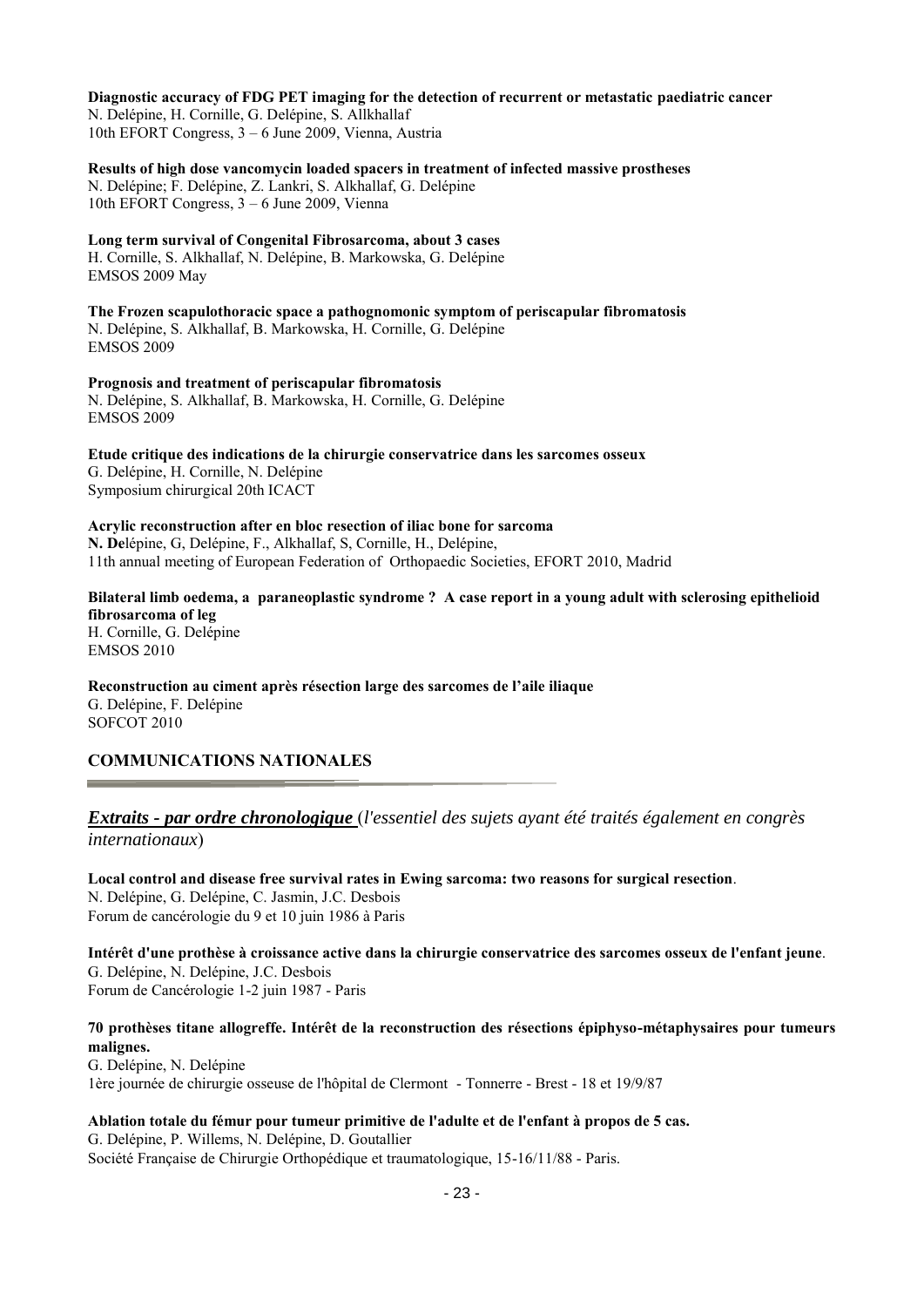**Diagnostic accuracy of FDG PET imaging for the detection of recurrent or metastatic paediatric cancer**
N. Delépine, H. Cornille, G. Delépine, S. Allkhallaf
10th EFORT Congress, 3 – 6 June 2009, Vienna, Austria

**Results of high dose vancomycin loaded spacers in treatment of infected massive prostheses**
N. Delépine; F. Delépine, Z. Lankri, S. Alkhallaf, G. Delépine
10th EFORT Congress, 3 – 6 June 2009, Vienna

**Long term survival of Congenital Fibrosarcoma, about 3 cases**
H. Cornille, S. Alkhallaf, N. Delépine, B. Markowska, G. Delépine
EMSOS 2009 May

**The Frozen scapulothoracic space a pathognomonic symptom of periscapular fibromatosis**
N. Delépine, S. Alkhallaf, B. Markowska, H. Cornille, G. Delépine
EMSOS 2009

**Prognosis and treatment of periscapular fibromatosis**
N. Delépine, S. Alkhallaf, B. Markowska, H. Cornille, G. Delépine
EMSOS 2009

**Etude critique des indications de la chirurgie conservatrice dans les sarcomes osseux**
G. Delépine, H. Cornille, N. Delépine
Symposium chirurgical 20th ICACT

**Acrylic reconstruction after en bloc resection of iliac bone for sarcoma**
**N. De**lépine, G, Delépine, F., Alkhallaf, S, Cornille, H., Delépine,
11th annual meeting of European Federation of Orthopaedic Societies, EFORT 2010, Madrid

**Bilateral limb oedema, a paraneoplastic syndrome ? A case report in a young adult with sclerosing epithelioid fibrosarcoma of leg**
H. Cornille, G. Delépine
EMSOS 2010

**Reconstruction au ciment après résection large des sarcomes de l'aile iliaque**
G. Delépine, F. Delépine
SOFCOT 2010

## COMMUNICATIONS NATIONALES

***Extraits - par ordre chronologique*** (*l'essentiel des sujets ayant été traités également en congrès internationaux*)

**Local control and disease free survival rates in Ewing sarcoma: two reasons for surgical resection**.
N. Delépine, G. Delépine, C. Jasmin, J.C. Desbois
Forum de cancérologie du 9 et 10 juin 1986 à Paris

**Intérêt d'une prothèse à croissance active dans la chirurgie conservatrice des sarcomes osseux de l'enfant jeune**.
G. Delépine, N. Delépine, J.C. Desbois
Forum de Cancérologie 1-2 juin 1987 - Paris

**70 prothèses titane allogreffe. Intérêt de la reconstruction des résections épiphyso-métaphysaires pour tumeurs malignes.**
G. Delépine, N. Delépine
1ère journée de chirurgie osseuse de l'hôpital de Clermont - Tonnerre - Brest - 18 et 19/9/87

**Ablation totale du fémur pour tumeur primitive de l'adulte et de l'enfant à propos de 5 cas.**
G. Delépine, P. Willems, N. Delépine, D. Goutallier
Société Française de Chirurgie Orthopédique et traumatologique, 15-16/11/88 - Paris.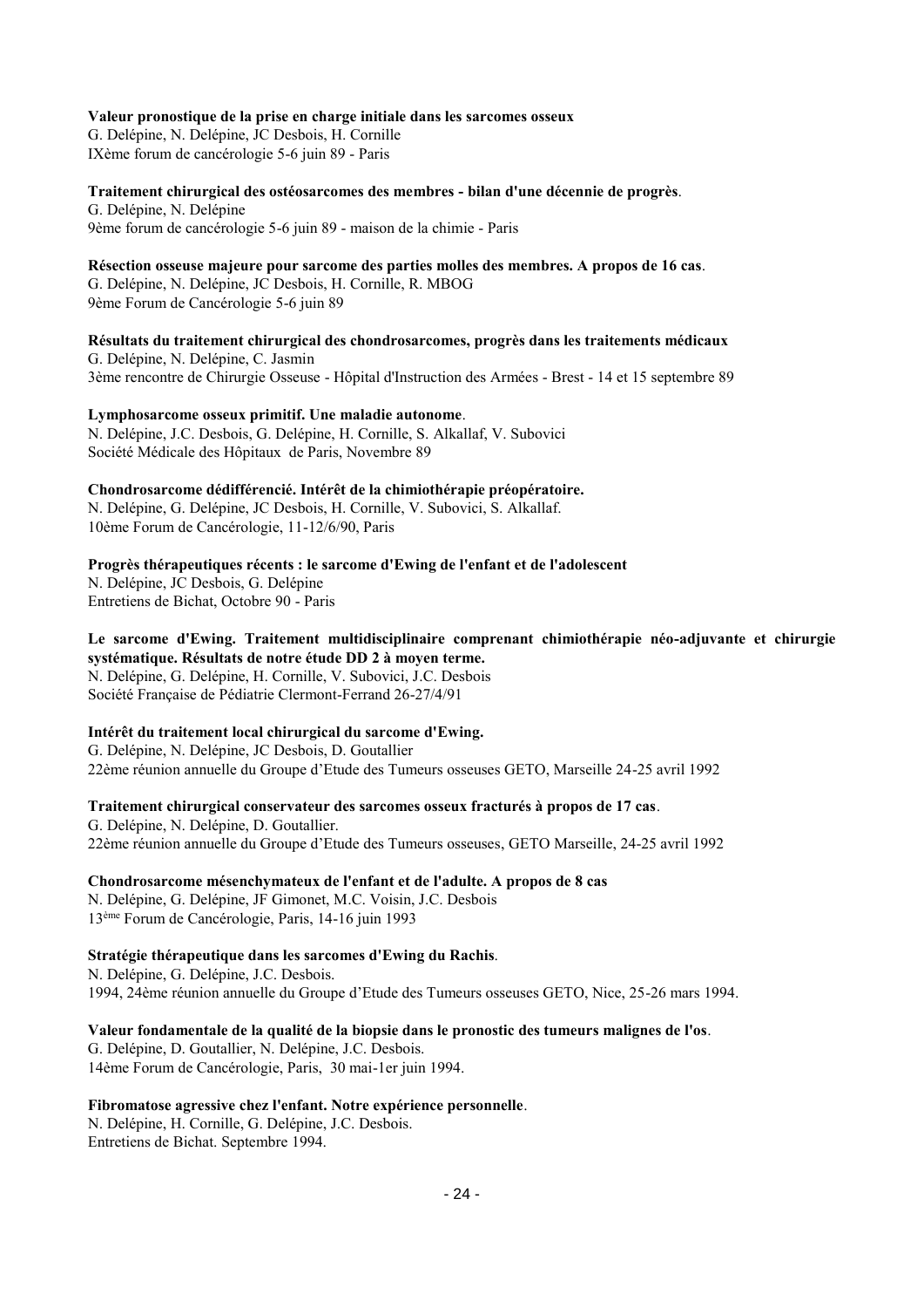**Valeur pronostique de la prise en charge initiale dans les sarcomes osseux**
G. Delépine, N. Delépine, JC Desbois, H. Cornille
IXème forum de cancérologie 5-6 juin 89 - Paris

**Traitement chirurgical des ostéosarcomes des membres - bilan d'une décennie de progrès**.
G. Delépine, N. Delépine
9ème forum de cancérologie 5-6 juin 89 - maison de la chimie - Paris

**Résection osseuse majeure pour sarcome des parties molles des membres. A propos de 16 cas**.
G. Delépine, N. Delépine, JC Desbois, H. Cornille, R. MBOG
9ème Forum de Cancérologie 5-6 juin 89

**Résultats du traitement chirurgical des chondrosarcomes, progrès dans les traitements médicaux**
G. Delépine, N. Delépine, C. Jasmin
3ème rencontre de Chirurgie Osseuse - Hôpital d'Instruction des Armées - Brest - 14 et 15 septembre 89

**Lymphosarcome osseux primitif. Une maladie autonome**.
N. Delépine, J.C. Desbois, G. Delépine, H. Cornille, S. Alkallaf, V. Subovici
Société Médicale des Hôpitaux de Paris, Novembre 89

**Chondrosarcome dédifférencié. Intérêt de la chimiothérapie préopératoire.**
N. Delépine, G. Delépine, JC Desbois, H. Cornille, V. Subovici, S. Alkallaf.
10ème Forum de Cancérologie, 11-12/6/90, Paris

**Progrès thérapeutiques récents : le sarcome d'Ewing de l'enfant et de l'adolescent**
N. Delépine, JC Desbois, G. Delépine
Entretiens de Bichat, Octobre 90 - Paris

**Le sarcome d'Ewing. Traitement multidisciplinaire comprenant chimiothérapie néo-adjuvante et chirurgie systématique. Résultats de notre étude DD 2 à moyen terme.**
N. Delépine, G. Delépine, H. Cornille, V. Subovici, J.C. Desbois
Société Française de Pédiatrie Clermont-Ferrand 26-27/4/91

**Intérêt du traitement local chirurgical du sarcome d'Ewing.**
G. Delépine, N. Delépine, JC Desbois, D. Goutallier
22ème réunion annuelle du Groupe d'Etude des Tumeurs osseuses GETO, Marseille 24-25 avril 1992

**Traitement chirurgical conservateur des sarcomes osseux fracturés à propos de 17 cas**.
G. Delépine, N. Delépine, D. Goutallier.
22ème réunion annuelle du Groupe d'Etude des Tumeurs osseuses, GETO Marseille, 24-25 avril 1992

**Chondrosarcome mésenchymateux de l'enfant et de l'adulte. A propos de 8 cas**
N. Delépine, G. Delépine, JF Gimonet, M.C. Voisin, J.C. Desbois
13ème Forum de Cancérologie, Paris, 14-16 juin 1993

**Stratégie thérapeutique dans les sarcomes d'Ewing du Rachis**.
N. Delépine, G. Delépine, J.C. Desbois.
1994, 24ème réunion annuelle du Groupe d'Etude des Tumeurs osseuses GETO, Nice, 25-26 mars 1994.

**Valeur fondamentale de la qualité de la biopsie dans le pronostic des tumeurs malignes de l'os**.
G. Delépine, D. Goutallier, N. Delépine, J.C. Desbois.
14ème Forum de Cancérologie, Paris, 30 mai-1er juin 1994.

**Fibromatose agressive chez l'enfant. Notre expérience personnelle**.
N. Delépine, H. Cornille, G. Delépine, J.C. Desbois.
Entretiens de Bichat. Septembre 1994.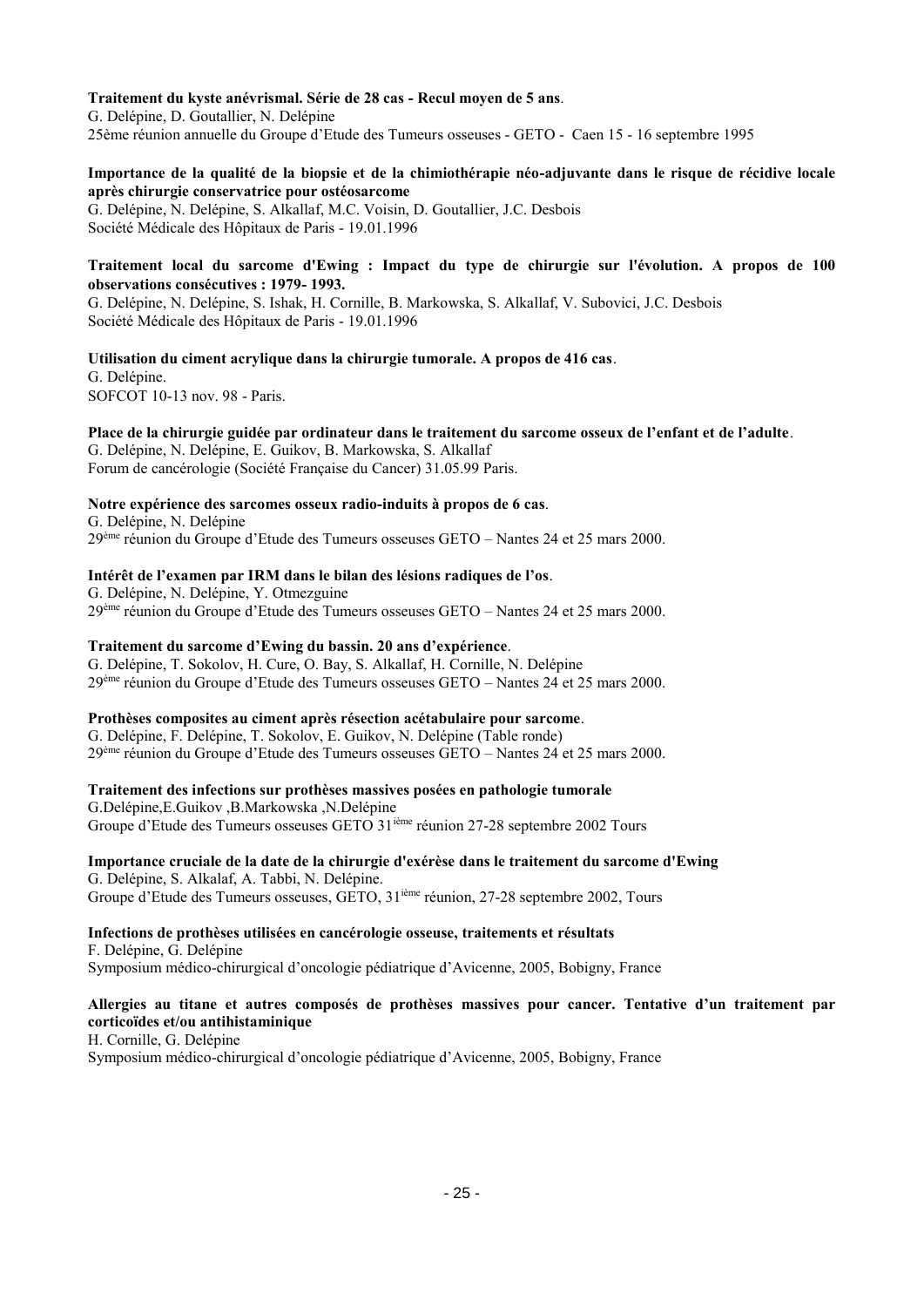**Traitement du kyste anévrismal. Série de 28 cas - Recul moyen de 5 ans**.
G. Delépine, D. Goutallier, N. Delépine
25ème réunion annuelle du Groupe d'Etude des Tumeurs osseuses - GETO - Caen 15 - 16 septembre 1995

**Importance de la qualité de la biopsie et de la chimiothérapie néo-adjuvante dans le risque de récidive locale après chirurgie conservatrice pour ostéosarcome**
G. Delépine, N. Delépine, S. Alkallaf, M.C. Voisin, D. Goutallier, J.C. Desbois
Société Médicale des Hôpitaux de Paris - 19.01.1996

**Traitement local du sarcome d'Ewing : Impact du type de chirurgie sur l'évolution. A propos de 100 observations consécutives : 1979- 1993.**
G. Delépine, N. Delépine, S. Ishak, H. Cornille, B. Markowska, S. Alkallaf, V. Subovici, J.C. Desbois
Société Médicale des Hôpitaux de Paris - 19.01.1996

**Utilisation du ciment acrylique dans la chirurgie tumorale. A propos de 416 cas**.
G. Delépine.
SOFCOT 10-13 nov. 98 - Paris.

**Place de la chirurgie guidée par ordinateur dans le traitement du sarcome osseux de l'enfant et de l'adulte**.
G. Delépine, N. Delépine, E. Guikov, B. Markowska, S. Alkallaf
Forum de cancérologie (Société Française du Cancer) 31.05.99 Paris.

**Notre expérience des sarcomes osseux radio-induits à propos de 6 cas**.
G. Delépine, N. Delépine
29ème réunion du Groupe d'Etude des Tumeurs osseuses GETO – Nantes 24 et 25 mars 2000.

**Intérêt de l'examen par IRM dans le bilan des lésions radiques de l'os**.
G. Delépine, N. Delépine, Y. Otmezguine
29ème réunion du Groupe d'Etude des Tumeurs osseuses GETO – Nantes 24 et 25 mars 2000.

**Traitement du sarcome d'Ewing du bassin. 20 ans d'expérience**.
G. Delépine, T. Sokolov, H. Cure, O. Bay, S. Alkallaf, H. Cornille, N. Delépine
29ème réunion du Groupe d'Etude des Tumeurs osseuses GETO – Nantes 24 et 25 mars 2000.

**Prothèses composites au ciment après résection acétabulaire pour sarcome**.
G. Delépine, F. Delépine, T. Sokolov, E. Guikov, N. Delépine (Table ronde)
29ème réunion du Groupe d'Etude des Tumeurs osseuses GETO – Nantes 24 et 25 mars 2000.

**Traitement des infections sur prothèses massives posées en pathologie tumorale**
G.Delépine,E.Guikov ,B.Markowska ,N.Delépine
Groupe d'Etude des Tumeurs osseuses GETO 31ième réunion 27-28 septembre 2002 Tours

**Importance cruciale de la date de la chirurgie d'exérèse dans le traitement du sarcome d'Ewing**
G. Delépine, S. Alkalaf, A. Tabbi, N. Delépine.
Groupe d'Etude des Tumeurs osseuses, GETO, 31ième réunion, 27-28 septembre 2002, Tours

**Infections de prothèses utilisées en cancérologie osseuse, traitements et résultats**
F. Delépine, G. Delépine
Symposium médico-chirurgical d'oncologie pédiatrique d'Avicenne, 2005, Bobigny, France

**Allergies au titane et autres composés de prothèses massives pour cancer. Tentative d'un traitement par corticoïdes et/ou antihistaminique**
H. Cornille, G. Delépine
Symposium médico-chirurgical d'oncologie pédiatrique d'Avicenne, 2005, Bobigny, France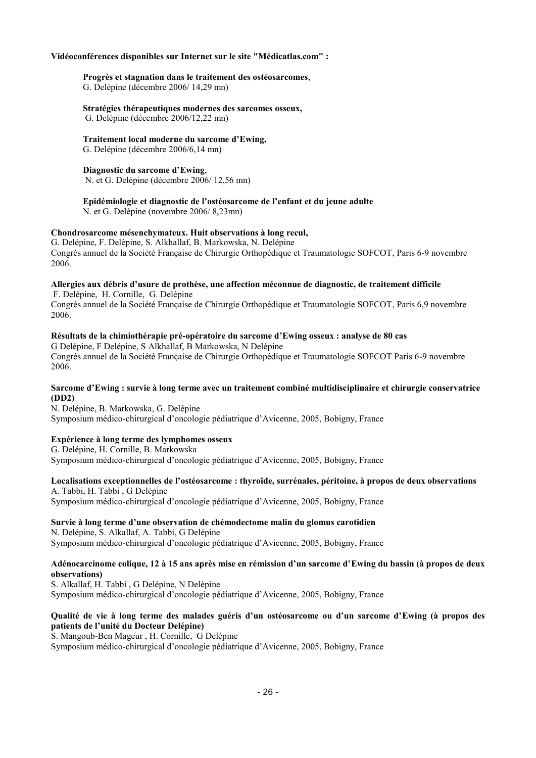**Vidéoconférences disponibles sur Internet sur le site "Médicatlas.com" :**

> **Progrès et stagnation dans le traitement des ostéosarcomes**,
> G. Delépine (décembre 2006/ 14,29 mn)
>
> **Stratégies thérapeutiques modernes des sarcomes osseux,**
> G. Delépine (décembre 2006/12,22 mn)
>
> **Traitement local moderne du sarcome d'Ewing,**
> G. Delépine (décembre 2006/6,14 mn)
>
> **Diagnostic du sarcome d'Ewing**,
> N. et G. Delépine (décembre 2006/ 12,56 mn)
>
> **Epidémiologie et diagnostic de l'ostéosarcome de l'enfant et du jeune adulte**
> N. et G. Delépine (novembre 2006/ 8,23mn)

**Chondrosarcome mésenchymateux. Huit observations à long recul,**
G. Delépine, F. Delépine, S. Alkhallaf, B. Markowska, N. Delépine
Congrès annuel de la Société Française de Chirurgie Orthopédique et Traumatologie SOFCOT, Paris 6-9 novembre 2006.

**Allergies aux débris d'usure de prothèse, une affection méconnue de diagnostic, de traitement difficile**
F. Delépine, H. Cornille, G. Delépine
Congrès annuel de la Société Française de Chirurgie Orthopédique et Traumatologie SOFCOT, Paris 6,9 novembre 2006.

**Résultats de la chimiothérapie pré-opératoire du sarcome d'Ewing osseux : analyse de 80 cas**
G Delépine, F Delépine, S Alkhallaf, B Markowska, N Delépine
Congrès annuel de la Société Française de Chirurgie Orthopédique et Traumatologie SOFCOT Paris 6-9 novembre 2006.

**Sarcome d'Ewing : survie à long terme avec un traitement combiné multidisciplinaire et chirurgie conservatrice (DD2)**
N. Delépine, B. Markowska, G. Delépine
Symposium médico-chirurgical d'oncologie pédiatrique d'Avicenne, 2005, Bobigny, France

**Expérience à long terme des lymphomes osseux**
G. Delépine, H. Cornille, B. Markowska
Symposium médico-chirurgical d'oncologie pédiatrique d'Avicenne, 2005, Bobigny, France

**Localisations exceptionnelles de l'ostéosarcome : thyroïde, surrénales, péritoine, à propos de deux observations**
A. Tabbi, H. Tabbi , G Delépine
Symposium médico-chirurgical d'oncologie pédiatrique d'Avicenne, 2005, Bobigny, France

**Survie à long terme d'une observation de chémodectome malin du glomus carotidien**
N. Delépine, S. Alkallaf, A. Tabbi, G Delépine
Symposium médico-chirurgical d'oncologie pédiatrique d'Avicenne, 2005, Bobigny, France

**Adénocarcinome colique, 12 à 15 ans après mise en rémission d'un sarcome d'Ewing du bassin (à propos de deux observations)**
S. Alkallaf, H. Tabbi , G Delépine, N Delépine
Symposium médico-chirurgical d'oncologie pédiatrique d'Avicenne, 2005, Bobigny, France

**Qualité de vie à long terme des malades guéris d'un ostéosarcome ou d'un sarcome d'Ewing (à propos des patients de l'unité du Docteur Delépine)**
S. Mangoub-Ben Mageur , H. Cornille, G Delépine
Symposium médico-chirurgical d'oncologie pédiatrique d'Avicenne, 2005, Bobigny, France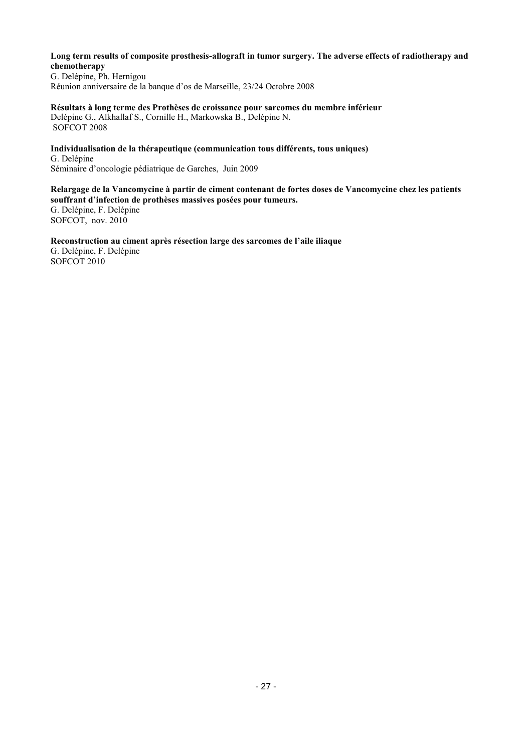**Long term results of composite prosthesis-allograft in tumor surgery. The adverse effects of radiotherapy and chemotherapy**
G. Delépine, Ph. Hernigou
Réunion anniversaire de la banque d'os de Marseille, 23/24 Octobre 2008

**Résultats à long terme des Prothèses de croissance pour sarcomes du membre inférieur**
Delépine G., Alkhallaf S., Cornille H., Markowska B., Delépine N.
SOFCOT 2008

**Individualisation de la thérapeutique (communication tous différents, tous uniques)**
G. Delépine
Séminaire d'oncologie pédiatrique de Garches, Juin 2009

**Relargage de la Vancomycine à partir de ciment contenant de fortes doses de Vancomycine chez les patients souffrant d'infection de prothèses massives posées pour tumeurs.**
G. Delépine, F. Delépine
SOFCOT, nov. 2010

**Reconstruction au ciment après résection large des sarcomes de l'aile iliaque**
G. Delépine, F. Delépine
SOFCOT 2010